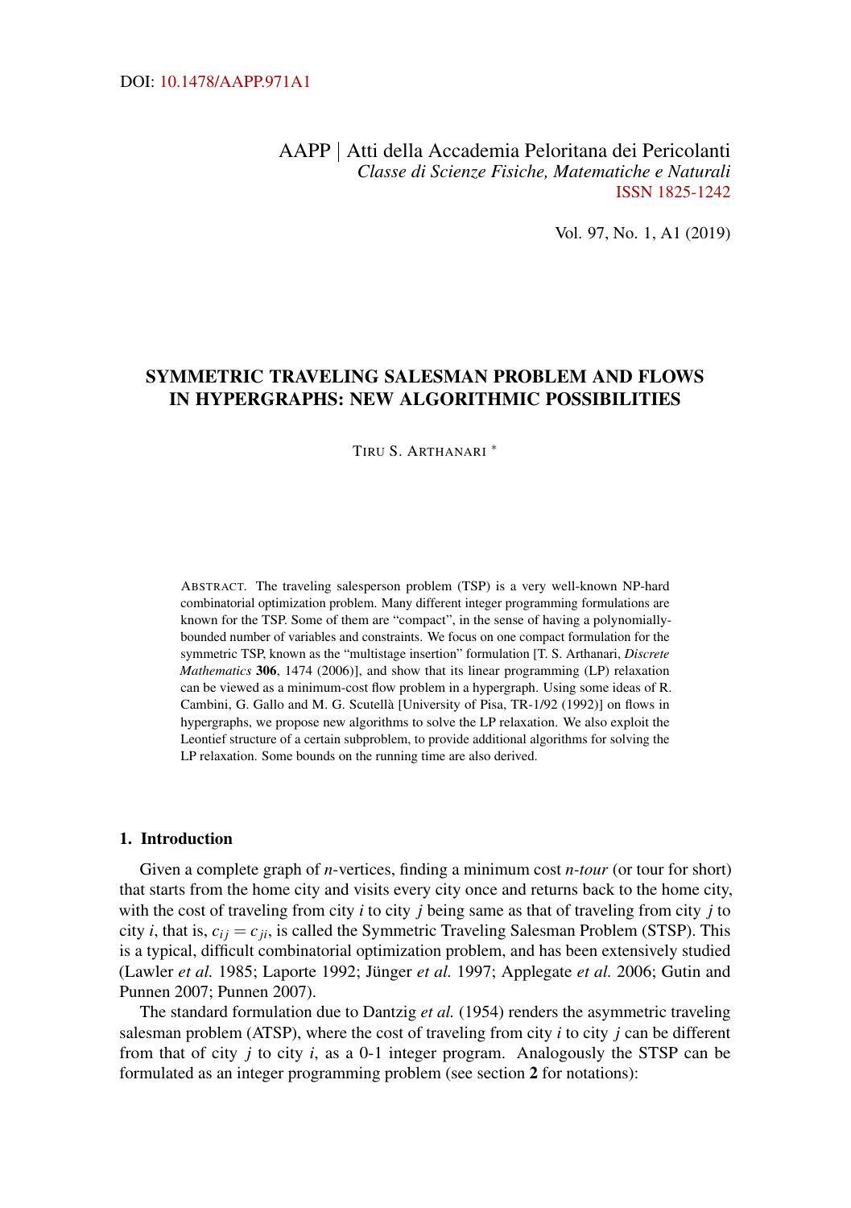DOI: 10.1478/AAPP.971A1

AAPP | Atti della Accademia Peloritana dei Pericolanti
*Classe di Scienze Fisiche, Matematiche e Naturali*
ISSN 1825-1242

Vol. 97, No. 1, A1 (2019)

# SYMMETRIC TRAVELING SALESMAN PROBLEM AND FLOWS IN HYPERGRAPHS: NEW ALGORITHMIC POSSIBILITIES

TIRU S. ARTHANARI *

ABSTRACT. The traveling salesperson problem (TSP) is a very well-known NP-hard combinatorial optimization problem. Many different integer programming formulations are known for the TSP. Some of them are "compact", in the sense of having a polynomially-bounded number of variables and constraints. We focus on one compact formulation for the symmetric TSP, known as the "multistage insertion" formulation [T. S. Arthanari, *Discrete Mathematics* **306**, 1474 (2006)], and show that its linear programming (LP) relaxation can be viewed as a minimum-cost flow problem in a hypergraph. Using some ideas of R. Cambini, G. Gallo and M. G. Scutellà [University of Pisa, TR-1/92 (1992)] on flows in hypergraphs, we propose new algorithms to solve the LP relaxation. We also exploit the Leontief structure of a certain subproblem, to provide additional algorithms for solving the LP relaxation. Some bounds on the running time are also derived.

## 1. Introduction

Given a complete graph of $n$-vertices, finding a minimum cost *n-tour* (or tour for short) that starts from the home city and visits every city once and returns back to the home city, with the cost of traveling from city $i$ to city $j$ being same as that of traveling from city $j$ to city $i$, that is, $c_{ij} = c_{ji}$, is called the Symmetric Traveling Salesman Problem (STSP). This is a typical, difficult combinatorial optimization problem, and has been extensively studied (Lawler *et al.* 1985; Laporte 1992; Jünger *et al.* 1997; Applegate *et al.* 2006; Gutin and Punnen 2007; Punnen 2007).

The standard formulation due to Dantzig *et al.* (1954) renders the asymmetric traveling salesman problem (ATSP), where the cost of traveling from city $i$ to city $j$ can be different from that of city $j$ to city $i$, as a 0-1 integer program. Analogously the STSP can be formulated as an integer programming problem (see section **2** for notations):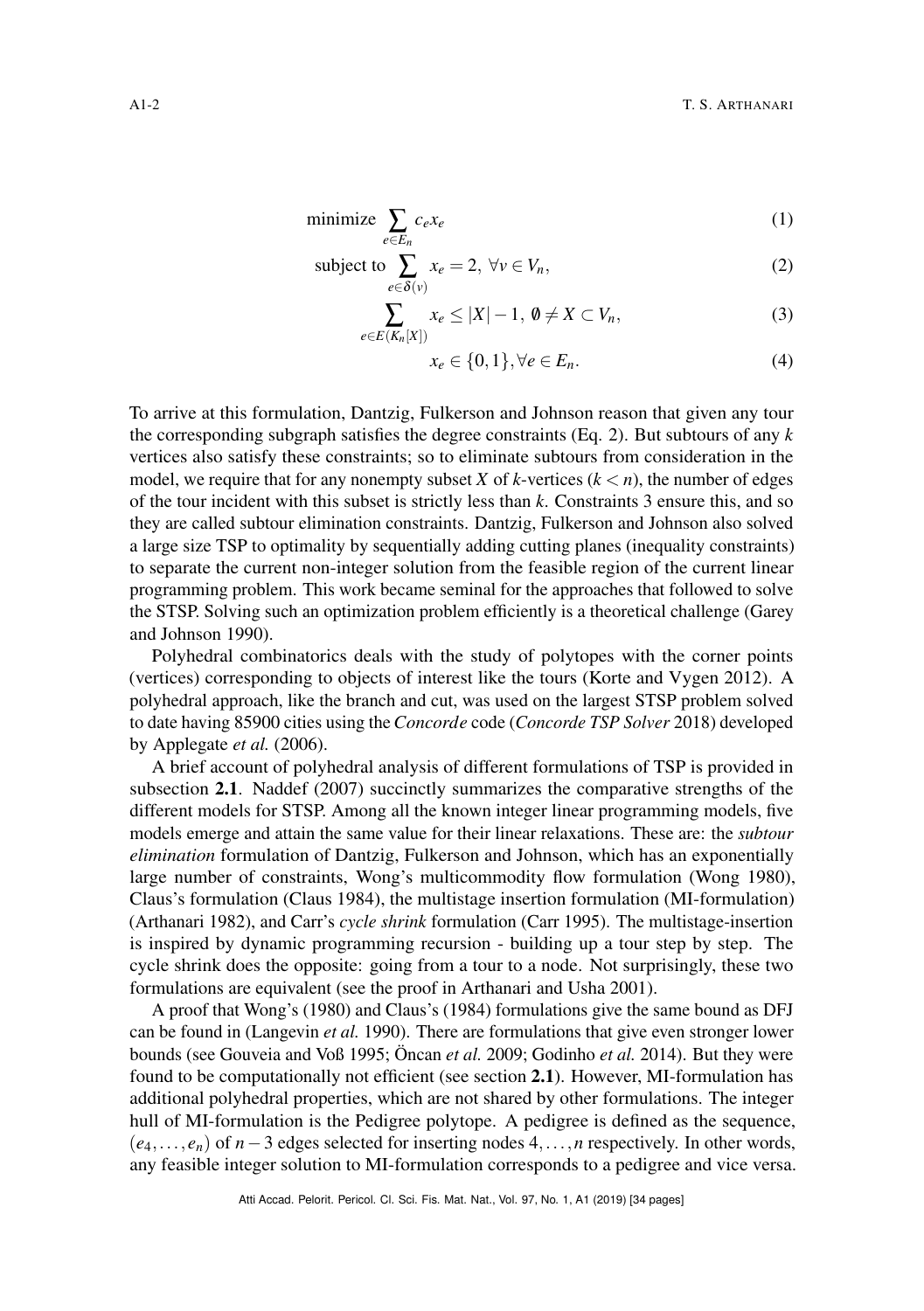$$\text{minimize} \sum_{e \in E_n} c_e x_e \tag{1}$$

$$\text{subject to} \sum_{e \in \delta(v)} x_e = 2, \ \forall v \in V_n, \tag{2}$$

$$\sum_{e \in E(K_n[X])} x_e \leq |X| - 1, \ \emptyset \neq X \subset V_n, \tag{3}$$

$$x_e \in \{0,1\}, \forall e \in E_n. \tag{4}$$

To arrive at this formulation, Dantzig, Fulkerson and Johnson reason that given any tour the corresponding subgraph satisfies the degree constraints (Eq. 2). But subtours of any $k$ vertices also satisfy these constraints; so to eliminate subtours from consideration in the model, we require that for any nonempty subset $X$ of $k$-vertices ($k < n$), the number of edges of the tour incident with this subset is strictly less than $k$. Constraints 3 ensure this, and so they are called subtour elimination constraints. Dantzig, Fulkerson and Johnson also solved a large size TSP to optimality by sequentially adding cutting planes (inequality constraints) to separate the current non-integer solution from the feasible region of the current linear programming problem. This work became seminal for the approaches that followed to solve the STSP. Solving such an optimization problem efficiently is a theoretical challenge (Garey and Johnson 1990).

Polyhedral combinatorics deals with the study of polytopes with the corner points (vertices) corresponding to objects of interest like the tours (Korte and Vygen 2012). A polyhedral approach, like the branch and cut, was used on the largest STSP problem solved to date having 85900 cities using the *Concorde* code (*Concorde TSP Solver* 2018) developed by Applegate *et al.* (2006).

A brief account of polyhedral analysis of different formulations of TSP is provided in subsection **2.1**. Naddef (2007) succinctly summarizes the comparative strengths of the different models for STSP. Among all the known integer linear programming models, five models emerge and attain the same value for their linear relaxations. These are: the *subtour elimination* formulation of Dantzig, Fulkerson and Johnson, which has an exponentially large number of constraints, Wong's multicommodity flow formulation (Wong 1980), Claus's formulation (Claus 1984), the multistage insertion formulation (MI-formulation) (Arthanari 1982), and Carr's *cycle shrink* formulation (Carr 1995). The multistage-insertion is inspired by dynamic programming recursion - building up a tour step by step. The cycle shrink does the opposite: going from a tour to a node. Not surprisingly, these two formulations are equivalent (see the proof in Arthanari and Usha 2001).

A proof that Wong's (1980) and Claus's (1984) formulations give the same bound as DFJ can be found in (Langevin *et al.* 1990). There are formulations that give even stronger lower bounds (see Gouveia and Voß 1995; Öncan *et al.* 2009; Godinho *et al.* 2014). But they were found to be computationally not efficient (see section **2.1**). However, MI-formulation has additional polyhedral properties, which are not shared by other formulations. The integer hull of MI-formulation is the Pedigree polytope. A pedigree is defined as the sequence, $(e_4, \ldots, e_n)$ of $n-3$ edges selected for inserting nodes $4, \ldots, n$ respectively. In other words, any feasible integer solution to MI-formulation corresponds to a pedigree and vice versa.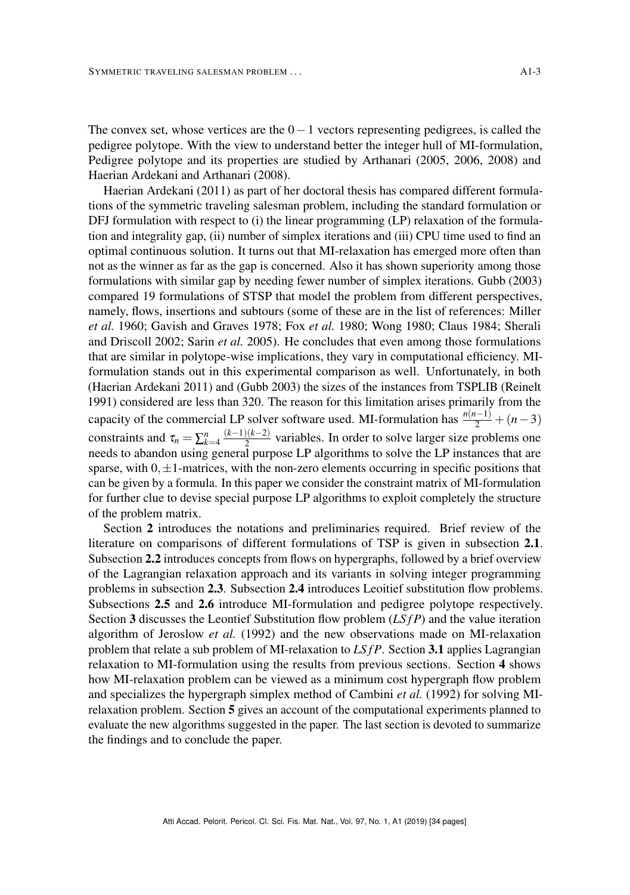The convex set, whose vertices are the $0-1$ vectors representing pedigrees, is called the pedigree polytope. With the view to understand better the integer hull of MI-formulation, Pedigree polytope and its properties are studied by Arthanari (2005, 2006, 2008) and Haerian Ardekani and Arthanari (2008).

Haerian Ardekani (2011) as part of her doctoral thesis has compared different formulations of the symmetric traveling salesman problem, including the standard formulation or DFJ formulation with respect to (i) the linear programming (LP) relaxation of the formulation and integrality gap, (ii) number of simplex iterations and (iii) CPU time used to find an optimal continuous solution. It turns out that MI-relaxation has emerged more often than not as the winner as far as the gap is concerned. Also it has shown superiority among those formulations with similar gap by needing fewer number of simplex iterations. Gubb (2003) compared 19 formulations of STSP that model the problem from different perspectives, namely, flows, insertions and subtours (some of these are in the list of references: Miller *et al.* 1960; Gavish and Graves 1978; Fox *et al.* 1980; Wong 1980; Claus 1984; Sherali and Driscoll 2002; Sarin *et al.* 2005). He concludes that even among those formulations that are similar in polytope-wise implications, they vary in computational efficiency. MI-formulation stands out in this experimental comparison as well. Unfortunately, in both (Haerian Ardekani 2011) and (Gubb 2003) the sizes of the instances from TSPLIB (Reinelt 1991) considered are less than 320. The reason for this limitation arises primarily from the capacity of the commercial LP solver software used. MI-formulation has $\frac{n(n-1)}{2}+(n-3)$ constraints and $\tau_n = \sum_{k=4}^{n} \frac{(k-1)(k-2)}{2}$ variables. In order to solve larger size problems one needs to abandon using general purpose LP algorithms to solve the LP instances that are sparse, with $0, \pm 1$-matrices, with the non-zero elements occurring in specific positions that can be given by a formula. In this paper we consider the constraint matrix of MI-formulation for further clue to devise special purpose LP algorithms to exploit completely the structure of the problem matrix.

Section **2** introduces the notations and preliminaries required. Brief review of the literature on comparisons of different formulations of TSP is given in subsection **2.1**. Subsection **2.2** introduces concepts from flows on hypergraphs, followed by a brief overview of the Lagrangian relaxation approach and its variants in solving integer programming problems in subsection **2.3**. Subsection **2.4** introduces Leoitief substitution flow problems. Subsections **2.5** and **2.6** introduce MI-formulation and pedigree polytope respectively. Section **3** discusses the Leontief Substitution flow problem ($LSfP$) and the value iteration algorithm of Jeroslow *et al.* (1992) and the new observations made on MI-relaxation problem that relate a sub problem of MI-relaxation to $LSfP$. Section **3.1** applies Lagrangian relaxation to MI-formulation using the results from previous sections. Section **4** shows how MI-relaxation problem can be viewed as a minimum cost hypergraph flow problem and specializes the hypergraph simplex method of Cambini *et al.* (1992) for solving MI-relaxation problem. Section **5** gives an account of the computational experiments planned to evaluate the new algorithms suggested in the paper. The last section is devoted to summarize the findings and to conclude the paper.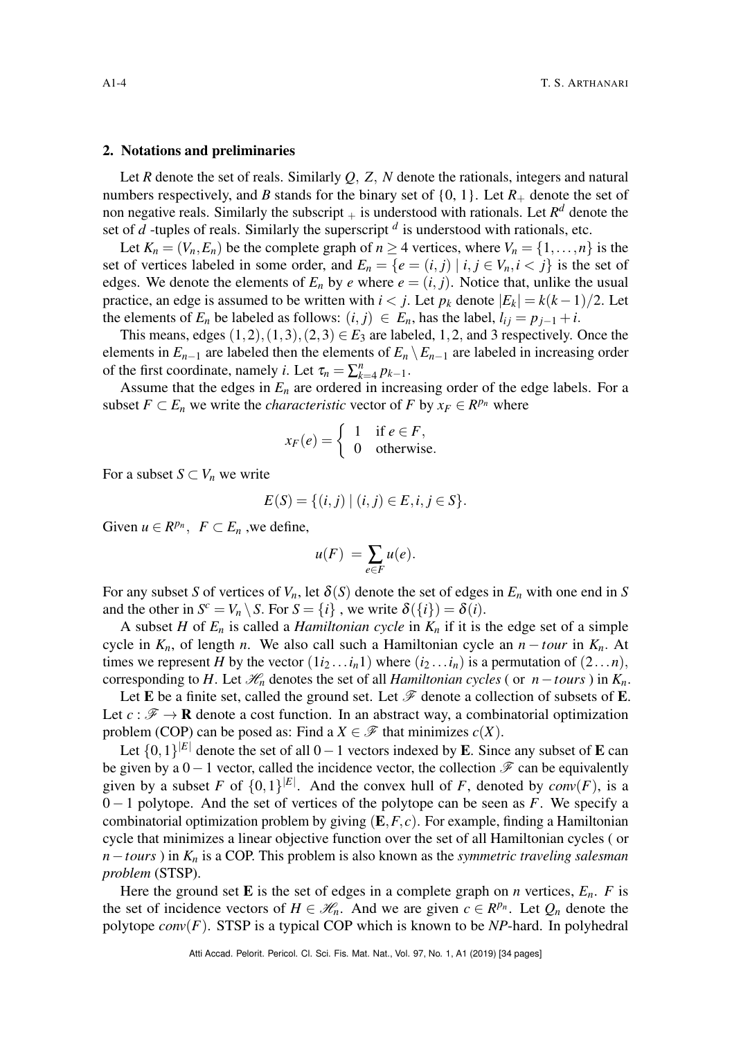## 2. Notations and preliminaries

Let $R$ denote the set of reals. Similarly $Q$, $Z$, $N$ denote the rationals, integers and natural numbers respectively, and $B$ stands for the binary set of $\{0, 1\}$. Let $R_+$ denote the set of non negative reals. Similarly the subscript $_+$ is understood with rationals. Let $R^d$ denote the set of $d$ -tuples of reals. Similarly the superscript $^d$ is understood with rationals, etc.

Let $K_n = (V_n, E_n)$ be the complete graph of $n \geq 4$ vertices, where $V_n = \{1, \ldots, n\}$ is the set of vertices labeled in some order, and $E_n = \{e = (i, j) \mid i, j \in V_n, i < j\}$ is the set of edges. We denote the elements of $E_n$ by $e$ where $e = (i, j)$. Notice that, unlike the usual practice, an edge is assumed to be written with $i < j$. Let $p_k$ denote $|E_k| = k(k-1)/2$. Let the elements of $E_n$ be labeled as follows: $(i, j) \in E_n$, has the label, $l_{ij} = p_{j-1} + i$.

This means, edges $(1,2), (1,3), (2,3) \in E_3$ are labeled, $1, 2$, and $3$ respectively. Once the elements in $E_{n-1}$ are labeled then the elements of $E_n \setminus E_{n-1}$ are labeled in increasing order of the first coordinate, namely $i$. Let $\tau_n = \sum_{k=4}^{n} p_{k-1}$.

Assume that the edges in $E_n$ are ordered in increasing order of the edge labels. For a subset $F \subset E_n$ we write the *characteristic* vector of $F$ by $x_F \in R^{p_n}$ where

$$x_F(e) = \begin{cases} 1 & \text{if } e \in F, \\ 0 & \text{otherwise.} \end{cases}$$

For a subset $S \subset V_n$ we write

$$E(S) = \{(i, j) \mid (i, j) \in E, i, j \in S\}.$$

Given $u \in R^{p_n}$, $F \subset E_n$ ,we define,

$$u(F) = \sum_{e \in F} u(e).$$

For any subset $S$ of vertices of $V_n$, let $\delta(S)$ denote the set of edges in $E_n$ with one end in $S$ and the other in $S^c = V_n \setminus S$. For $S = \{i\}$ , we write $\delta(\{i\}) = \delta(i)$.

A subset $H$ of $E_n$ is called a *Hamiltonian cycle* in $K_n$ if it is the edge set of a simple cycle in $K_n$, of length $n$. We also call such a Hamiltonian cycle an $n-tour$ in $K_n$. At times we represent $H$ by the vector $(1 i_2 \ldots i_n 1)$ where $(i_2 \ldots i_n)$ is a permutation of $(2 \ldots n)$, corresponding to $H$. Let $\mathscr{H}_n$ denotes the set of all *Hamiltonian cycles* ( or $n-tours$ ) in $K_n$.

Let $\mathbf{E}$ be a finite set, called the ground set. Let $\mathscr{F}$ denote a collection of subsets of $\mathbf{E}$. Let $c : \mathscr{F} \to \mathbf{R}$ denote a cost function. In an abstract way, a combinatorial optimization problem (COP) can be posed as: Find a $X \in \mathscr{F}$ that minimizes $c(X)$.

Let $\{0,1\}^{|E|}$ denote the set of all $0-1$ vectors indexed by $\mathbf{E}$. Since any subset of $\mathbf{E}$ can be given by a $0-1$ vector, called the incidence vector, the collection $\mathscr{F}$ can be equivalently given by a subset $F$ of $\{0,1\}^{|E|}$. And the convex hull of $F$, denoted by $conv(F)$, is a $0-1$ polytope. And the set of vertices of the polytope can be seen as $F$. We specify a combinatorial optimization problem by giving $(\mathbf{E}, F, c)$. For example, finding a Hamiltonian cycle that minimizes a linear objective function over the set of all Hamiltonian cycles ( or $n-tours$ ) in $K_n$ is a COP. This problem is also known as the *symmetric traveling salesman problem* (STSP).

Here the ground set $\mathbf{E}$ is the set of edges in a complete graph on $n$ vertices, $E_n$. $F$ is the set of incidence vectors of $H \in \mathscr{H}_n$. And we are given $c \in R^{p_n}$. Let $Q_n$ denote the polytope $conv(F)$. STSP is a typical COP which is known to be *NP*-hard. In polyhedral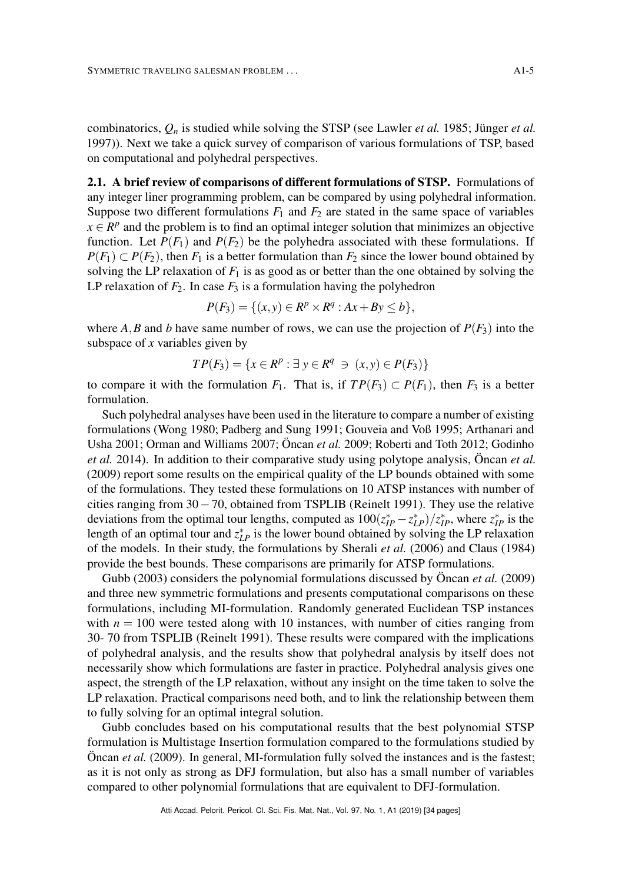combinatorics, $Q_n$ is studied while solving the STSP (see Lawler *et al.* 1985; Jünger *et al.* 1997)). Next we take a quick survey of comparison of various formulations of TSP, based on computational and polyhedral perspectives.

**2.1. A brief review of comparisons of different formulations of STSP.** Formulations of any integer liner programming problem, can be compared by using polyhedral information. Suppose two different formulations $F_1$ and $F_2$ are stated in the same space of variables $x \in R^p$ and the problem is to find an optimal integer solution that minimizes an objective function. Let $P(F_1)$ and $P(F_2)$ be the polyhedra associated with these formulations. If $P(F_1) \subset P(F_2)$, then $F_1$ is a better formulation than $F_2$ since the lower bound obtained by solving the LP relaxation of $F_1$ is as good as or better than the one obtained by solving the LP relaxation of $F_2$. In case $F_3$ is a formulation having the polyhedron

$$P(F_3) = \{(x,y) \in R^p \times R^q : Ax + By \leq b\},$$

where $A, B$ and $b$ have same number of rows, we can use the projection of $P(F_3)$ into the subspace of $x$ variables given by

$$TP(F_3) = \{x \in R^p : \exists\, y \in R^q \ni (x,y) \in P(F_3)\}$$

to compare it with the formulation $F_1$. That is, if $TP(F_3) \subset P(F_1)$, then $F_3$ is a better formulation.

Such polyhedral analyses have been used in the literature to compare a number of existing formulations (Wong 1980; Padberg and Sung 1991; Gouveia and Voß 1995; Arthanari and Usha 2001; Orman and Williams 2007; Öncan *et al.* 2009; Roberti and Toth 2012; Godinho *et al.* 2014). In addition to their comparative study using polytope analysis, Öncan *et al.* (2009) report some results on the empirical quality of the LP bounds obtained with some of the formulations. They tested these formulations on 10 ATSP instances with number of cities ranging from $30-70$, obtained from TSPLIB (Reinelt 1991). They use the relative deviations from the optimal tour lengths, computed as $100(z^*_{IP} - z^*_{LP})/z^*_{IP}$, where $z^*_{IP}$ is the length of an optimal tour and $z^*_{LP}$ is the lower bound obtained by solving the LP relaxation of the models. In their study, the formulations by Sherali *et al.* (2006) and Claus (1984) provide the best bounds. These comparisons are primarily for ATSP formulations.

Gubb (2003) considers the polynomial formulations discussed by Öncan *et al.* (2009) and three new symmetric formulations and presents computational comparisons on these formulations, including MI-formulation. Randomly generated Euclidean TSP instances with $n = 100$ were tested along with 10 instances, with number of cities ranging from 30- 70 from TSPLIB (Reinelt 1991). These results were compared with the implications of polyhedral analysis, and the results show that polyhedral analysis by itself does not necessarily show which formulations are faster in practice. Polyhedral analysis gives one aspect, the strength of the LP relaxation, without any insight on the time taken to solve the LP relaxation. Practical comparisons need both, and to link the relationship between them to fully solving for an optimal integral solution.

Gubb concludes based on his computational results that the best polynomial STSP formulation is Multistage Insertion formulation compared to the formulations studied by Öncan *et al.* (2009). In general, MI-formulation fully solved the instances and is the fastest; as it is not only as strong as DFJ formulation, but also has a small number of variables compared to other polynomial formulations that are equivalent to DFJ-formulation.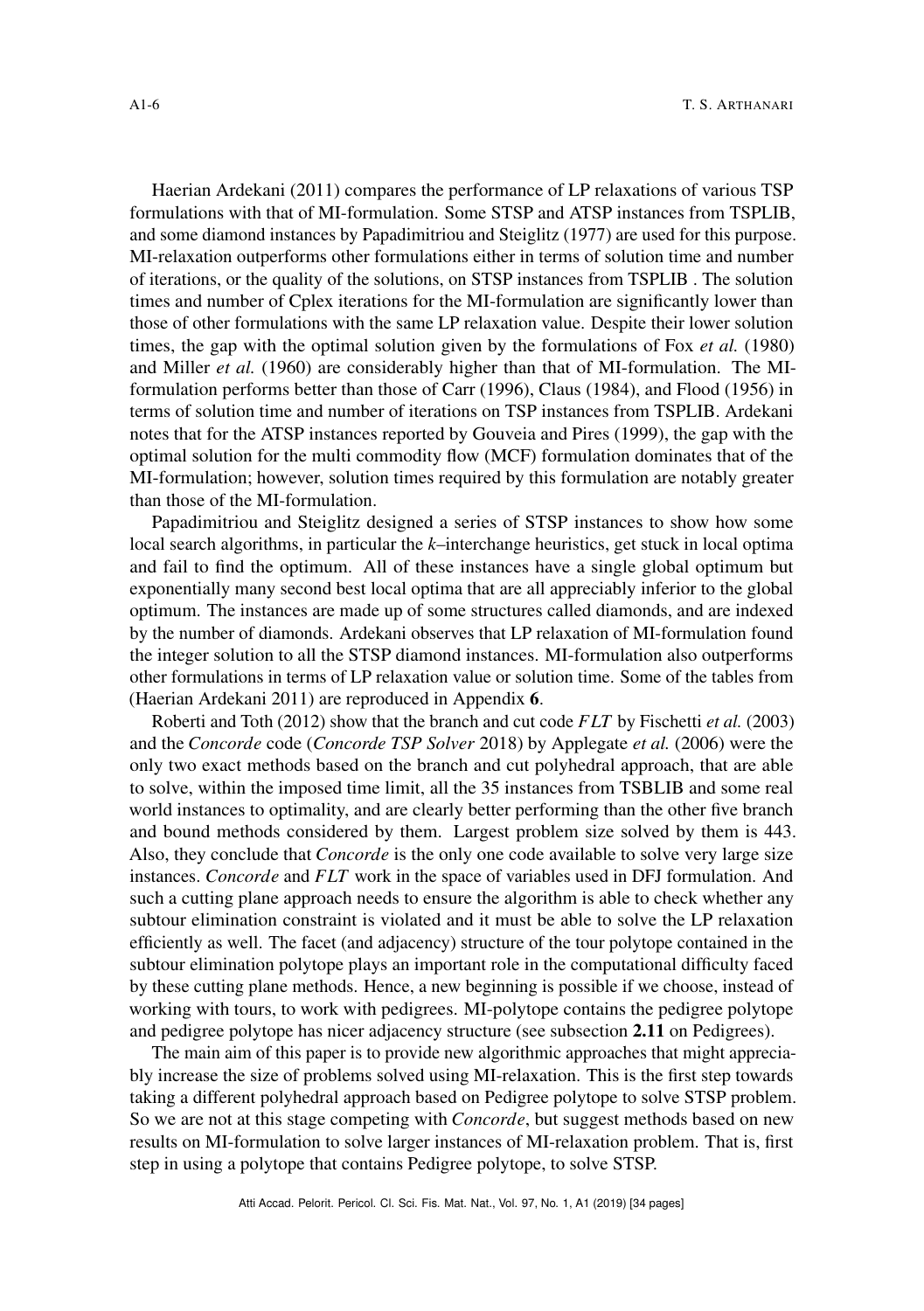Haerian Ardekani (2011) compares the performance of LP relaxations of various TSP formulations with that of MI-formulation. Some STSP and ATSP instances from TSPLIB, and some diamond instances by Papadimitriou and Steiglitz (1977) are used for this purpose. MI-relaxation outperforms other formulations either in terms of solution time and number of iterations, or the quality of the solutions, on STSP instances from TSPLIB . The solution times and number of Cplex iterations for the MI-formulation are significantly lower than those of other formulations with the same LP relaxation value. Despite their lower solution times, the gap with the optimal solution given by the formulations of Fox *et al.* (1980) and Miller *et al.* (1960) are considerably higher than that of MI-formulation. The MI-formulation performs better than those of Carr (1996), Claus (1984), and Flood (1956) in terms of solution time and number of iterations on TSP instances from TSPLIB. Ardekani notes that for the ATSP instances reported by Gouveia and Pires (1999), the gap with the optimal solution for the multi commodity flow (MCF) formulation dominates that of the MI-formulation; however, solution times required by this formulation are notably greater than those of the MI-formulation.

Papadimitriou and Steiglitz designed a series of STSP instances to show how some local search algorithms, in particular the *k*–interchange heuristics, get stuck in local optima and fail to find the optimum. All of these instances have a single global optimum but exponentially many second best local optima that are all appreciably inferior to the global optimum. The instances are made up of some structures called diamonds, and are indexed by the number of diamonds. Ardekani observes that LP relaxation of MI-formulation found the integer solution to all the STSP diamond instances. MI-formulation also outperforms other formulations in terms of LP relaxation value or solution time. Some of the tables from (Haerian Ardekani 2011) are reproduced in Appendix **6**.

Roberti and Toth (2012) show that the branch and cut code *FLT* by Fischetti *et al.* (2003) and the *Concorde* code (*Concorde TSP Solver* 2018) by Applegate *et al.* (2006) were the only two exact methods based on the branch and cut polyhedral approach, that are able to solve, within the imposed time limit, all the 35 instances from TSBLIB and some real world instances to optimality, and are clearly better performing than the other five branch and bound methods considered by them. Largest problem size solved by them is 443. Also, they conclude that *Concorde* is the only one code available to solve very large size instances. *Concorde* and *FLT* work in the space of variables used in DFJ formulation. And such a cutting plane approach needs to ensure the algorithm is able to check whether any subtour elimination constraint is violated and it must be able to solve the LP relaxation efficiently as well. The facet (and adjacency) structure of the tour polytope contained in the subtour elimination polytope plays an important role in the computational difficulty faced by these cutting plane methods. Hence, a new beginning is possible if we choose, instead of working with tours, to work with pedigrees. MI-polytope contains the pedigree polytope and pedigree polytope has nicer adjacency structure (see subsection **2.11** on Pedigrees).

The main aim of this paper is to provide new algorithmic approaches that might appreciably increase the size of problems solved using MI-relaxation. This is the first step towards taking a different polyhedral approach based on Pedigree polytope to solve STSP problem. So we are not at this stage competing with *Concorde*, but suggest methods based on new results on MI-formulation to solve larger instances of MI-relaxation problem. That is, first step in using a polytope that contains Pedigree polytope, to solve STSP.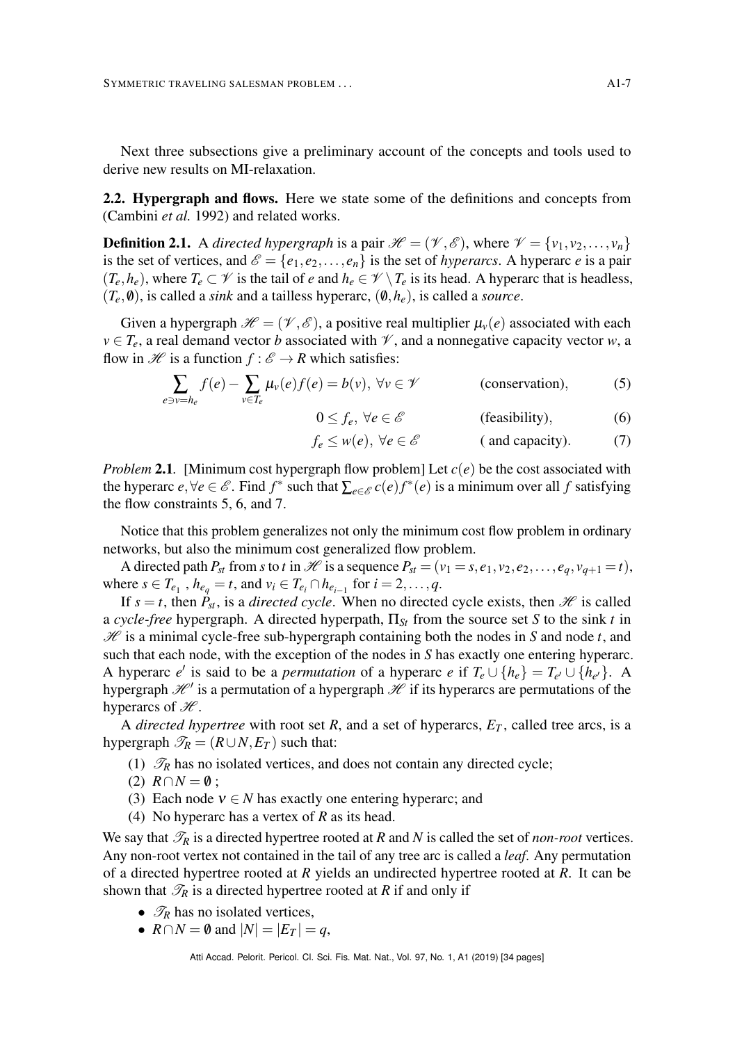Next three subsections give a preliminary account of the concepts and tools used to derive new results on MI-relaxation.

**2.2. Hypergraph and flows.** Here we state some of the definitions and concepts from (Cambini *et al.* 1992) and related works.

**Definition 2.1.** A *directed hypergraph* is a pair $\mathscr{H} = (\mathscr{V}, \mathscr{E})$, where $\mathscr{V} = \{v_1, v_2, \ldots, v_n\}$ is the set of vertices, and $\mathscr{E} = \{e_1, e_2, \ldots, e_n\}$ is the set of *hyperarcs*. A hyperarc $e$ is a pair $(T_e, h_e)$, where $T_e \subset \mathscr{V}$ is the tail of $e$ and $h_e \in \mathscr{V} \setminus T_e$ is its head. A hyperarc that is headless, $(T_e, \emptyset)$, is called a *sink* and a tailless hyperarc, $(\emptyset, h_e)$, is called a *source*.

Given a hypergraph $\mathscr{H} = (\mathscr{V}, \mathscr{E})$, a positive real multiplier $\mu_v(e)$ associated with each $v \in T_e$, a real demand vector $b$ associated with $\mathscr{V}$, and a nonnegative capacity vector $w$, a flow in $\mathscr{H}$ is a function $f : \mathscr{E} \to R$ which satisfies:

$$\sum_{e \ni v = h_e} f(e) - \sum_{v \in T_e} \mu_v(e) f(e) = b(v), \ \forall v \in \mathscr{V} \qquad \text{(conservation)}, \qquad (5)$$

$$0 \leq f_e, \ \forall e \in \mathscr{E} \qquad \text{(feasibility)}, \qquad (6)$$

$$f_e \leq w(e), \ \forall e \in \mathscr{E} \qquad \text{( and capacity)}. \qquad (7)$$

*Problem* **2.1**. [Minimum cost hypergraph flow problem] Let $c(e)$ be the cost associated with the hyperarc $e, \forall e \in \mathscr{E}$. Find $f^*$ such that $\sum_{e \in \mathscr{E}} c(e) f^*(e)$ is a minimum over all $f$ satisfying the flow constraints 5, 6, and 7.

Notice that this problem generalizes not only the minimum cost flow problem in ordinary networks, but also the minimum cost generalized flow problem.

A directed path $P_{st}$ from $s$ to $t$ in $\mathscr{H}$ is a sequence $P_{st} = (v_1 = s, e_1, v_2, e_2, \ldots, e_q, v_{q+1} = t)$, where $s \in T_{e_1}$ , $h_{e_q} = t$, and $v_i \in T_{e_i} \cap h_{e_{i-1}}$ for $i = 2, \ldots, q$.

If $s = t$, then $P_{st}$, is a *directed cycle*. When no directed cycle exists, then $\mathscr{H}$ is called a *cycle-free* hypergraph. A directed hyperpath, $\Pi_{St}$ from the source set $S$ to the sink $t$ in $\mathscr{H}$ is a minimal cycle-free sub-hypergraph containing both the nodes in $S$ and node $t$, and such that each node, with the exception of the nodes in $S$ has exactly one entering hyperarc. A hyperarc $e'$ is said to be a *permutation* of a hyperarc $e$ if $T_e \cup \{h_e\} = T_{e'} \cup \{h_{e'}\}$. A hypergraph $\mathscr{H}'$ is a permutation of a hypergraph $\mathscr{H}$ if its hyperarcs are permutations of the hyperarcs of $\mathscr{H}$.

A *directed hypertree* with root set $R$, and a set of hyperarcs, $E_T$, called tree arcs, is a hypergraph $\mathscr{T}_R = (R \cup N, E_T)$ such that:

(1) $\mathscr{T}_R$ has no isolated vertices, and does not contain any directed cycle;
(2) $R \cap N = \emptyset$ ;
(3) Each node $v \in N$ has exactly one entering hyperarc; and
(4) No hyperarc has a vertex of $R$ as its head.

We say that $\mathscr{T}_R$ is a directed hypertree rooted at $R$ and $N$ is called the set of *non-root* vertices. Any non-root vertex not contained in the tail of any tree arc is called a *leaf*. Any permutation of a directed hypertree rooted at $R$ yields an undirected hypertree rooted at $R$. It can be shown that $\mathscr{T}_R$ is a directed hypertree rooted at $R$ if and only if

- $\mathscr{T}_R$ has no isolated vertices,
- $R \cap N = \emptyset$ and $|N| = |E_T| = q$,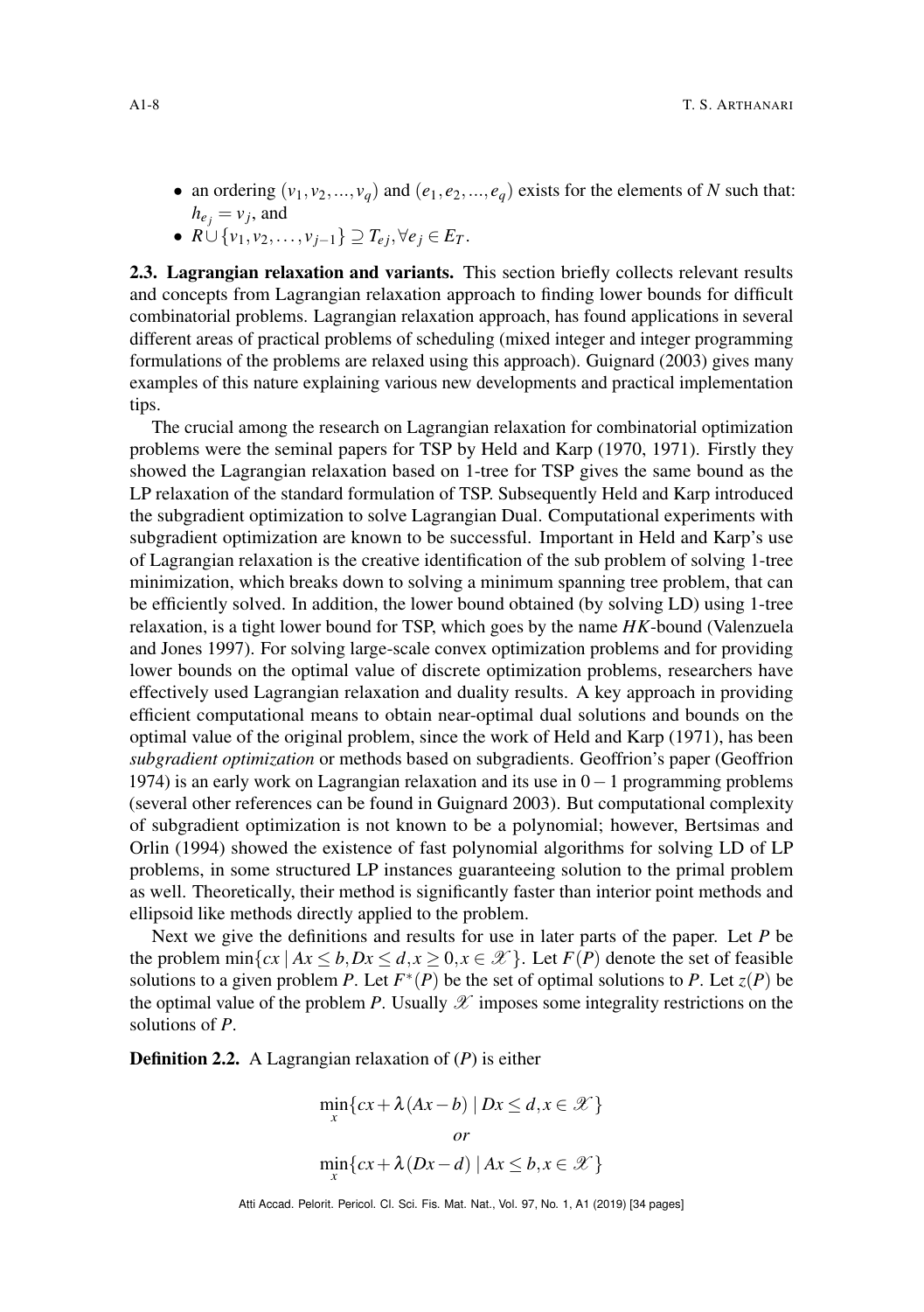- an ordering $(v_1, v_2, ..., v_q)$ and $(e_1, e_2, ..., e_q)$ exists for the elements of $N$ such that: $h_{e_j} = v_j$, and
- $R \cup \{v_1, v_2, \ldots, v_{j-1}\} \supseteq T_{ej}, \forall e_j \in E_T$.

**2.3. Lagrangian relaxation and variants.** This section briefly collects relevant results and concepts from Lagrangian relaxation approach to finding lower bounds for difficult combinatorial problems. Lagrangian relaxation approach, has found applications in several different areas of practical problems of scheduling (mixed integer and integer programming formulations of the problems are relaxed using this approach). Guignard (2003) gives many examples of this nature explaining various new developments and practical implementation tips.

The crucial among the research on Lagrangian relaxation for combinatorial optimization problems were the seminal papers for TSP by Held and Karp (1970, 1971). Firstly they showed the Lagrangian relaxation based on 1-tree for TSP gives the same bound as the LP relaxation of the standard formulation of TSP. Subsequently Held and Karp introduced the subgradient optimization to solve Lagrangian Dual. Computational experiments with subgradient optimization are known to be successful. Important in Held and Karp's use of Lagrangian relaxation is the creative identification of the sub problem of solving 1-tree minimization, which breaks down to solving a minimum spanning tree problem, that can be efficiently solved. In addition, the lower bound obtained (by solving LD) using 1-tree relaxation, is a tight lower bound for TSP, which goes by the name $HK$-bound (Valenzuela and Jones 1997). For solving large-scale convex optimization problems and for providing lower bounds on the optimal value of discrete optimization problems, researchers have effectively used Lagrangian relaxation and duality results. A key approach in providing efficient computational means to obtain near-optimal dual solutions and bounds on the optimal value of the original problem, since the work of Held and Karp (1971), has been *subgradient optimization* or methods based on subgradients. Geoffrion's paper (Geoffrion 1974) is an early work on Lagrangian relaxation and its use in $0-1$ programming problems (several other references can be found in Guignard 2003). But computational complexity of subgradient optimization is not known to be a polynomial; however, Bertsimas and Orlin (1994) showed the existence of fast polynomial algorithms for solving LD of LP problems, in some structured LP instances guaranteeing solution to the primal problem as well. Theoretically, their method is significantly faster than interior point methods and ellipsoid like methods directly applied to the problem.

Next we give the definitions and results for use in later parts of the paper. Let $P$ be the problem $\min\{cx \mid Ax \leq b, Dx \leq d, x \geq 0, x \in \mathscr{X}\}$. Let $F(P)$ denote the set of feasible solutions to a given problem $P$. Let $F^*(P)$ be the set of optimal solutions to $P$. Let $z(P)$ be the optimal value of the problem $P$. Usually $\mathscr{X}$ imposes some integrality restrictions on the solutions of $P$.

**Definition 2.2.** A Lagrangian relaxation of $(P)$ is either

$$\min_x\{cx + \lambda(Ax - b) \mid Dx \leq d, x \in \mathscr{X}\}$$

$$or$$

$$\min_x\{cx + \lambda(Dx - d) \mid Ax \leq b, x \in \mathscr{X}\}$$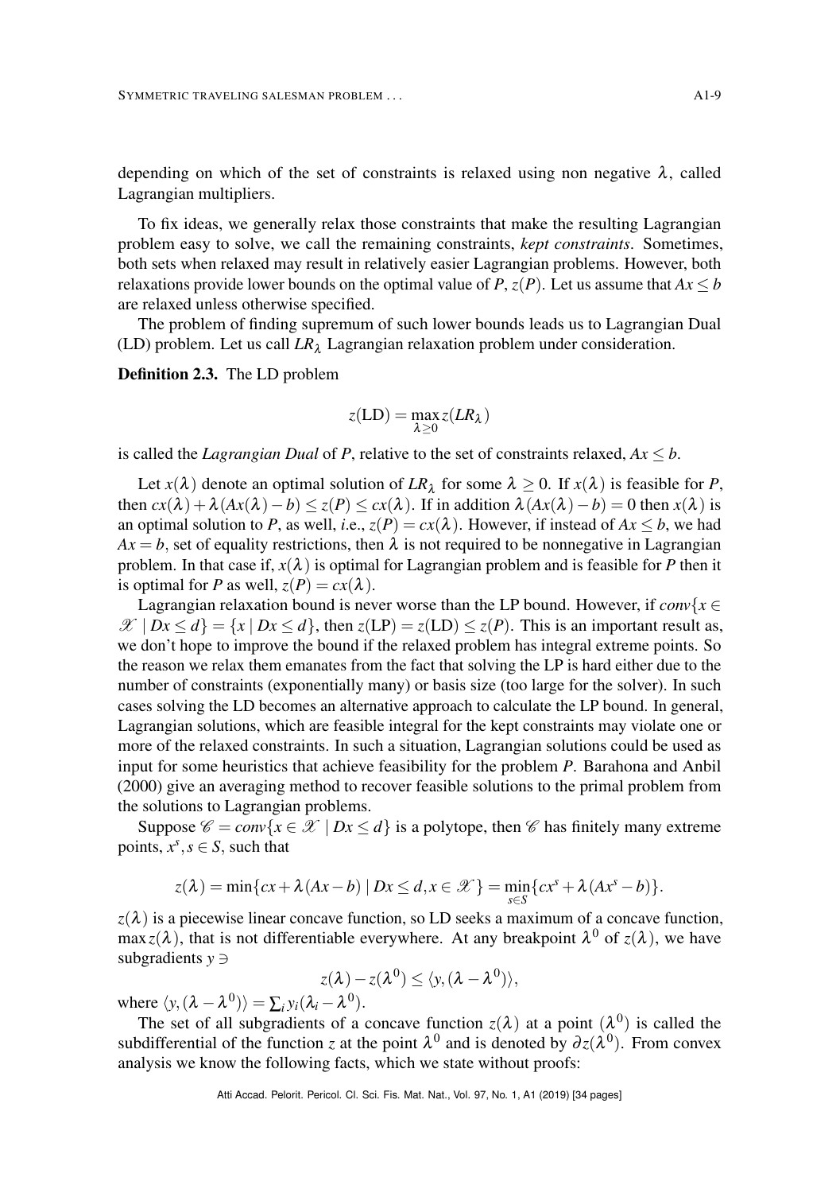depending on which of the set of constraints is relaxed using non negative $\lambda$, called Lagrangian multipliers.

To fix ideas, we generally relax those constraints that make the resulting Lagrangian problem easy to solve, we call the remaining constraints, *kept constraints*. Sometimes, both sets when relaxed may result in relatively easier Lagrangian problems. However, both relaxations provide lower bounds on the optimal value of $P$, $z(P)$. Let us assume that $Ax \leq b$ are relaxed unless otherwise specified.

The problem of finding supremum of such lower bounds leads us to Lagrangian Dual (LD) problem. Let us call $LR_\lambda$ Lagrangian relaxation problem under consideration.

**Definition 2.3.** The LD problem

$$z(\text{LD}) = \max_{\lambda \geq 0} z(LR_\lambda)$$

is called the *Lagrangian Dual* of $P$, relative to the set of constraints relaxed, $Ax \leq b$.

Let $x(\lambda)$ denote an optimal solution of $LR_\lambda$ for some $\lambda \geq 0$. If $x(\lambda)$ is feasible for $P$, then $cx(\lambda) + \lambda(Ax(\lambda) - b) \leq z(P) \leq cx(\lambda)$. If in addition $\lambda(Ax(\lambda) - b) = 0$ then $x(\lambda)$ is an optimal solution to $P$, as well, *i*.e., $z(P) = cx(\lambda)$. However, if instead of $Ax \leq b$, we had $Ax = b$, set of equality restrictions, then $\lambda$ is not required to be nonnegative in Lagrangian problem. In that case if, $x(\lambda)$ is optimal for Lagrangian problem and is feasible for $P$ then it is optimal for $P$ as well, $z(P) = cx(\lambda)$.

Lagrangian relaxation bound is never worse than the LP bound. However, if $conv\{x \in \mathscr{X} \mid Dx \leq d\} = \{x \mid Dx \leq d\}$, then $z(\text{LP}) = z(\text{LD}) \leq z(P)$. This is an important result as, we don't hope to improve the bound if the relaxed problem has integral extreme points. So the reason we relax them emanates from the fact that solving the LP is hard either due to the number of constraints (exponentially many) or basis size (too large for the solver). In such cases solving the LD becomes an alternative approach to calculate the LP bound. In general, Lagrangian solutions, which are feasible integral for the kept constraints may violate one or more of the relaxed constraints. In such a situation, Lagrangian solutions could be used as input for some heuristics that achieve feasibility for the problem $P$. Barahona and Anbil (2000) give an averaging method to recover feasible solutions to the primal problem from the solutions to Lagrangian problems.

Suppose $\mathscr{C} = conv\{x \in \mathscr{X} \mid Dx \leq d\}$ is a polytope, then $\mathscr{C}$ has finitely many extreme points, $x^s, s \in S$, such that

$$z(\lambda) = \min\{cx + \lambda(Ax - b) \mid Dx \leq d, x \in \mathscr{X}\} = \min_{s \in S}\{cx^s + \lambda(Ax^s - b)\}.$$

$z(\lambda)$ is a piecewise linear concave function, so LD seeks a maximum of a concave function, $\max z(\lambda)$, that is not differentiable everywhere. At any breakpoint $\lambda^0$ of $z(\lambda)$, we have subgradients $y \ni$

$$z(\lambda) - z(\lambda^0) \leq \langle y, (\lambda - \lambda^0)\rangle,$$

where $\langle y, (\lambda - \lambda^0)\rangle = \sum_i y_i(\lambda_i - \lambda^0)$.

The set of all subgradients of a concave function $z(\lambda)$ at a point $(\lambda^0)$ is called the subdifferential of the function $z$ at the point $\lambda^0$ and is denoted by $\partial z(\lambda^0)$. From convex analysis we know the following facts, which we state without proofs: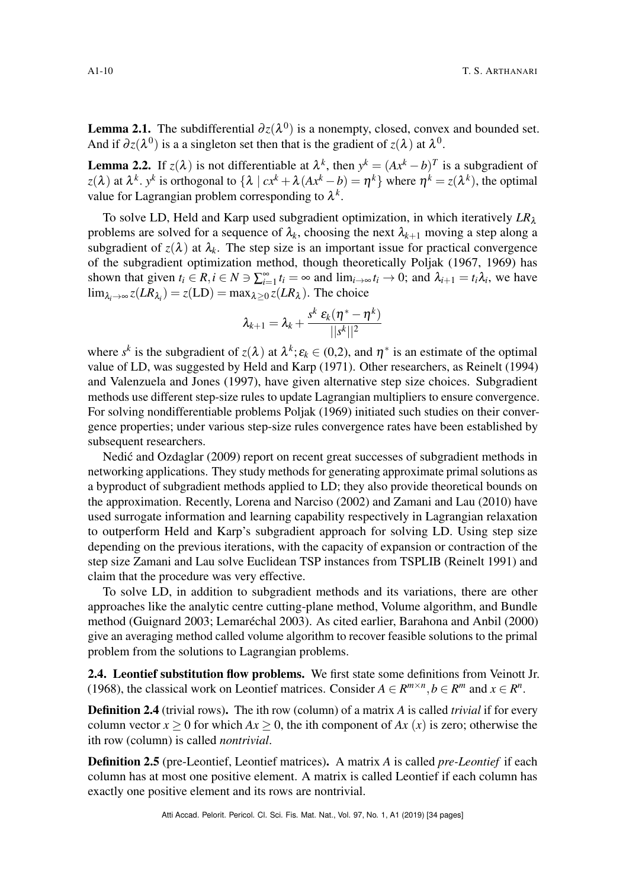**Lemma 2.1.** The subdifferential $\partial z(\lambda^0)$ is a nonempty, closed, convex and bounded set. And if $\partial z(\lambda^0)$ is a a singleton set then that is the gradient of $z(\lambda)$ at $\lambda^0$.

**Lemma 2.2.** If $z(\lambda)$ is not differentiable at $\lambda^k$, then $y^k = (Ax^k - b)^T$ is a subgradient of $z(\lambda)$ at $\lambda^k$. $y^k$ is orthogonal to $\{\lambda \mid cx^k + \lambda(Ax^k - b) = \eta^k\}$ where $\eta^k = z(\lambda^k)$, the optimal value for Lagrangian problem corresponding to $\lambda^k$.

To solve LD, Held and Karp used subgradient optimization, in which iteratively $LR_\lambda$ problems are solved for a sequence of $\lambda_k$, choosing the next $\lambda_{k+1}$ moving a step along a subgradient of $z(\lambda)$ at $\lambda_k$. The step size is an important issue for practical convergence of the subgradient optimization method, though theoretically Poljak (1967, 1969) has shown that given $t_i \in R, i \in N \ni \sum_{i=1}^{\infty} t_i = \infty$ and $\lim_{i \to \infty} t_i \to 0$; and $\lambda_{i+1} = t_i \lambda_i$, we have $\lim_{\lambda_i \to \infty} z(LR_{\lambda_i}) = z(\mathrm{LD}) = \max_{\lambda \geq 0} z(LR_\lambda)$. The choice

$$\lambda_{k+1} = \lambda_k + \frac{s^k\ \varepsilon_k(\eta^* - \eta^k)}{||s^k||^2}$$

where $s^k$ is the subgradient of $z(\lambda)$ at $\lambda^k; \varepsilon_k \in (0,2)$, and $\eta^*$ is an estimate of the optimal value of LD, was suggested by Held and Karp (1971). Other researchers, as Reinelt (1994) and Valenzuela and Jones (1997), have given alternative step size choices. Subgradient methods use different step-size rules to update Lagrangian multipliers to ensure convergence. For solving nondifferentiable problems Poljak (1969) initiated such studies on their convergence properties; under various step-size rules convergence rates have been established by subsequent researchers.

Nedić and Ozdaglar (2009) report on recent great successes of subgradient methods in networking applications. They study methods for generating approximate primal solutions as a byproduct of subgradient methods applied to LD; they also provide theoretical bounds on the approximation. Recently, Lorena and Narciso (2002) and Zamani and Lau (2010) have used surrogate information and learning capability respectively in Lagrangian relaxation to outperform Held and Karp's subgradient approach for solving LD. Using step size depending on the previous iterations, with the capacity of expansion or contraction of the step size Zamani and Lau solve Euclidean TSP instances from TSPLIB (Reinelt 1991) and claim that the procedure was very effective.

To solve LD, in addition to subgradient methods and its variations, there are other approaches like the analytic centre cutting-plane method, Volume algorithm, and Bundle method (Guignard 2003; Lemaréchal 2003). As cited earlier, Barahona and Anbil (2000) give an averaging method called volume algorithm to recover feasible solutions to the primal problem from the solutions to Lagrangian problems.

**2.4. Leontief substitution flow problems.** We first state some definitions from Veinott Jr. (1968), the classical work on Leontief matrices. Consider $A \in R^{m \times n}, b \in R^m$ and $x \in R^n$.

**Definition 2.4** (trivial rows)**.** The ith row (column) of a matrix $A$ is called *trivial* if for every column vector $x \geq 0$ for which $Ax \geq 0$, the ith component of $Ax$ $(x)$ is zero; otherwise the ith row (column) is called *nontrivial*.

**Definition 2.5** (pre-Leontief, Leontief matrices)**.** A matrix $A$ is called *pre-Leontief* if each column has at most one positive element. A matrix is called Leontief if each column has exactly one positive element and its rows are nontrivial.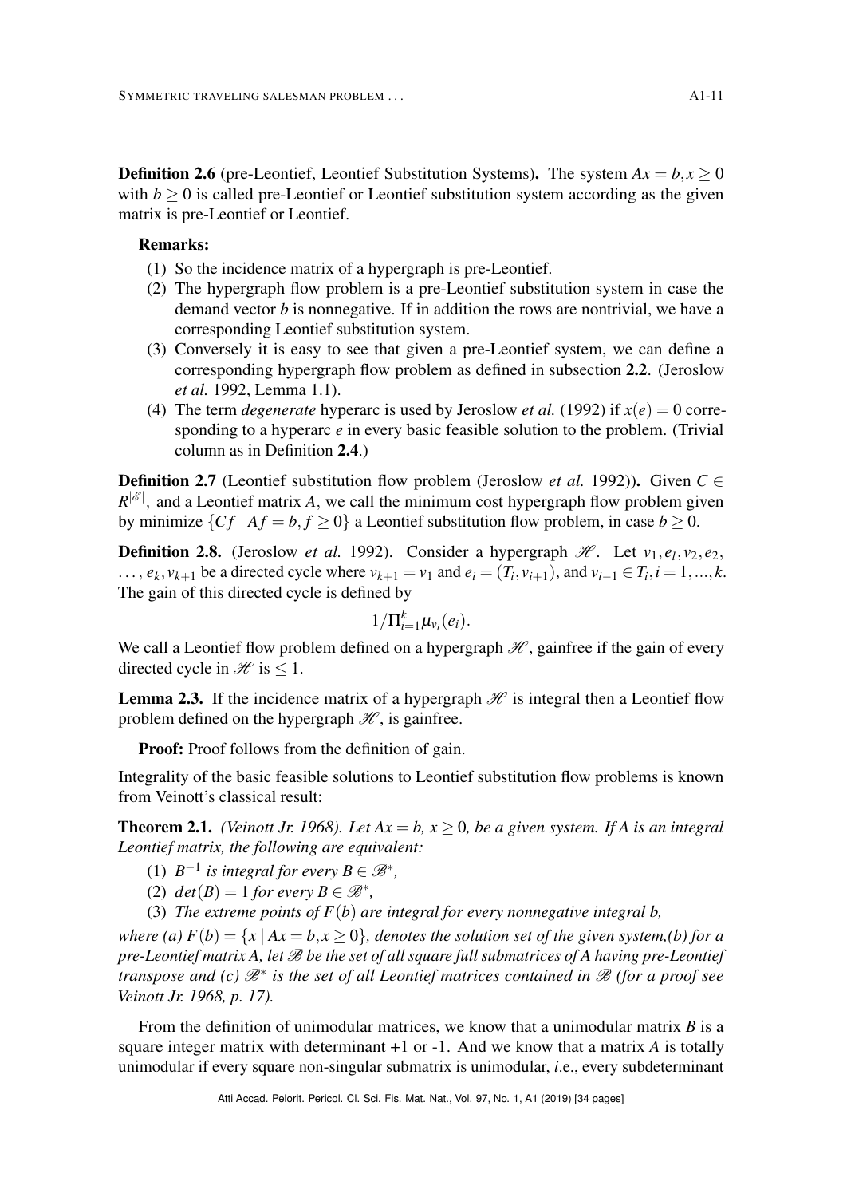**Definition 2.6** (pre-Leontief, Leontief Substitution Systems)**.** The system $Ax = b, x \geq 0$ with $b \geq 0$ is called pre-Leontief or Leontief substitution system according as the given matrix is pre-Leontief or Leontief.

**Remarks:**

1. So the incidence matrix of a hypergraph is pre-Leontief.
2. The hypergraph flow problem is a pre-Leontief substitution system in case the demand vector $b$ is nonnegative. If in addition the rows are nontrivial, we have a corresponding Leontief substitution system.
3. Conversely it is easy to see that given a pre-Leontief system, we can define a corresponding hypergraph flow problem as defined in subsection **2.2**. (Jeroslow *et al.* 1992, Lemma 1.1).
4. The term *degenerate* hyperarc is used by Jeroslow *et al.* (1992) if $x(e) = 0$ corresponding to a hyperarc $e$ in every basic feasible solution to the problem. (Trivial column as in Definition **2.4**.)

**Definition 2.7** (Leontief substitution flow problem (Jeroslow *et al.* 1992))**.** Given $C \in R^{|\mathscr{E}|}$, and a Leontief matrix $A$, we call the minimum cost hypergraph flow problem given by minimize $\{Cf \mid Af = b, f \geq 0\}$ a Leontief substitution flow problem, in case $b \geq 0$.

**Definition 2.8.** (Jeroslow *et al.* 1992). Consider a hypergraph $\mathscr{H}$. Let $v_1, e_l, v_2, e_2, \ldots, e_k, v_{k+1}$ be a directed cycle where $v_{k+1} = v_1$ and $e_i = (T_i, v_{i+1})$, and $v_{i-1} \in T_i, i = 1, ..., k$. The gain of this directed cycle is defined by

$$1/\Pi_{i=1}^{k} \mu_{v_i}(e_i).$$

We call a Leontief flow problem defined on a hypergraph $\mathscr{H}$, gainfree if the gain of every directed cycle in $\mathscr{H}$ is $\leq 1$.

**Lemma 2.3.** If the incidence matrix of a hypergraph $\mathscr{H}$ is integral then a Leontief flow problem defined on the hypergraph $\mathscr{H}$, is gainfree.

**Proof:** Proof follows from the definition of gain.

Integrality of the basic feasible solutions to Leontief substitution flow problems is known from Veinott's classical result:

**Theorem 2.1.** *(Veinott Jr. 1968). Let $Ax = b$, $x \geq 0$, be a given system. If $A$ is an integral Leontief matrix, the following are equivalent:*

1. *$B^{-1}$ is integral for every $B \in \mathscr{B}^*$,*
2. *$det(B) = 1$ for every $B \in \mathscr{B}^*$,*
3. *The extreme points of $F(b)$ are integral for every nonnegative integral $b$,*

*where (a) $F(b) = \{x \mid Ax = b, x \geq 0\}$, denotes the solution set of the given system,(b) for a pre-Leontief matrix $A$, let $\mathscr{B}$ be the set of all square full submatrices of $A$ having pre-Leontief transpose and (c) $\mathscr{B}^*$ is the set of all Leontief matrices contained in $\mathscr{B}$ (for a proof see Veinott Jr. 1968, p. 17).*

From the definition of unimodular matrices, we know that a unimodular matrix $B$ is a square integer matrix with determinant +1 or -1. And we know that a matrix $A$ is totally unimodular if every square non-singular submatrix is unimodular, *i.e.*, every subdeterminant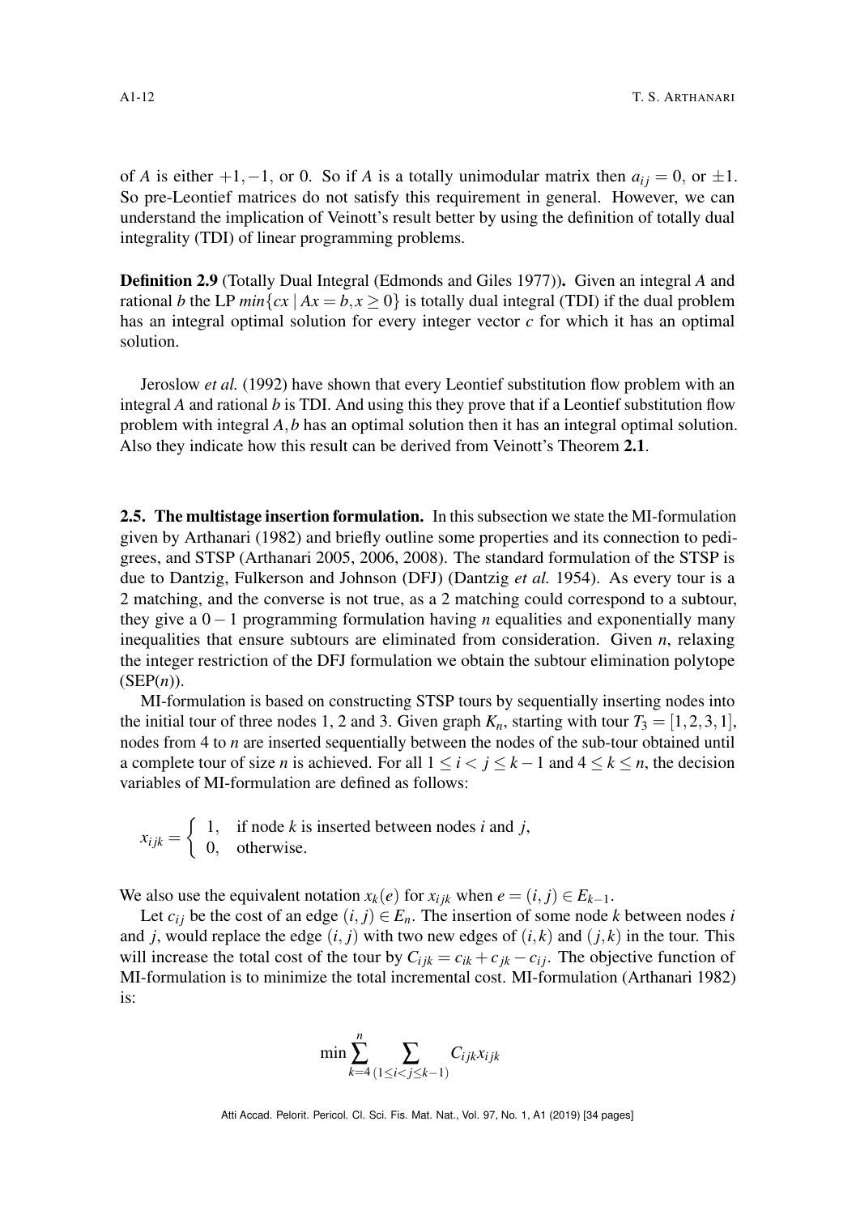of $A$ is either $+1, -1$, or 0. So if $A$ is a totally unimodular matrix then $a_{ij} = 0$, or $\pm 1$. So pre-Leontief matrices do not satisfy this requirement in general. However, we can understand the implication of Veinott's result better by using the definition of totally dual integrality (TDI) of linear programming problems.

**Definition 2.9** (Totally Dual Integral (Edmonds and Giles 1977))**.** Given an integral $A$ and rational $b$ the LP $min\{cx \mid Ax = b, x \geq 0\}$ is totally dual integral (TDI) if the dual problem has an integral optimal solution for every integer vector $c$ for which it has an optimal solution.

Jeroslow *et al.* (1992) have shown that every Leontief substitution flow problem with an integral $A$ and rational $b$ is TDI. And using this they prove that if a Leontief substitution flow problem with integral $A, b$ has an optimal solution then it has an integral optimal solution. Also they indicate how this result can be derived from Veinott's Theorem **2.1**.

### 2.5. The multistage insertion formulation.

In this subsection we state the MI-formulation given by Arthanari (1982) and briefly outline some properties and its connection to pedigrees, and STSP (Arthanari 2005, 2006, 2008). The standard formulation of the STSP is due to Dantzig, Fulkerson and Johnson (DFJ) (Dantzig *et al.* 1954). As every tour is a 2 matching, and the converse is not true, as a 2 matching could correspond to a subtour, they give a $0-1$ programming formulation having $n$ equalities and exponentially many inequalities that ensure subtours are eliminated from consideration. Given $n$, relaxing the integer restriction of the DFJ formulation we obtain the subtour elimination polytope (SEP($n$)).

MI-formulation is based on constructing STSP tours by sequentially inserting nodes into the initial tour of three nodes 1, 2 and 3. Given graph $K_n$, starting with tour $T_3 = [1, 2, 3, 1]$, nodes from 4 to $n$ are inserted sequentially between the nodes of the sub-tour obtained until a complete tour of size $n$ is achieved. For all $1 \leq i < j \leq k-1$ and $4 \leq k \leq n$, the decision variables of MI-formulation are defined as follows:

$$x_{ijk} = \begin{cases} 1, & \text{if node } k \text{ is inserted between nodes } i \text{ and } j, \\ 0, & \text{otherwise.} \end{cases}$$

We also use the equivalent notation $x_k(e)$ for $x_{ijk}$ when $e = (i, j) \in E_{k-1}$.

Let $c_{ij}$ be the cost of an edge $(i, j) \in E_n$. The insertion of some node $k$ between nodes $i$ and $j$, would replace the edge $(i, j)$ with two new edges of $(i, k)$ and $(j, k)$ in the tour. This will increase the total cost of the tour by $C_{ijk} = c_{ik} + c_{jk} - c_{ij}$. The objective function of MI-formulation is to minimize the total incremental cost. MI-formulation (Arthanari 1982) is:

$$\min \sum_{k=4}^{n} \sum_{(1 \leq i < j \leq k-1)} C_{ijk} x_{ijk}$$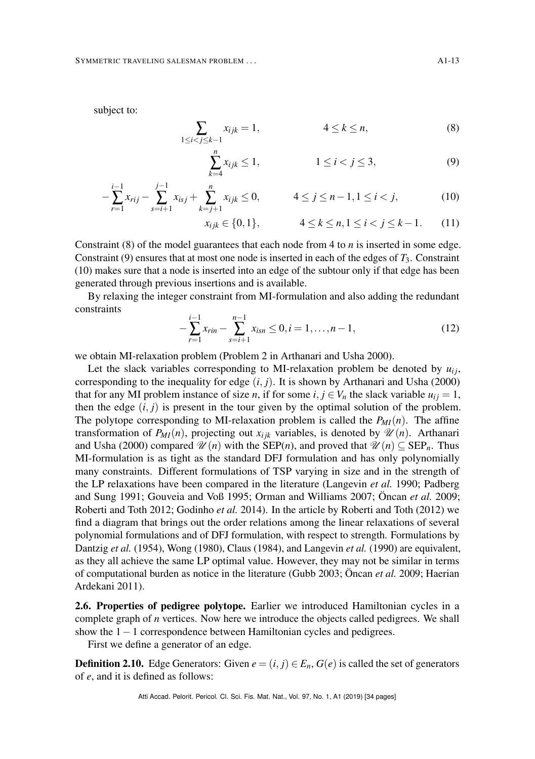subject to:

$$\sum_{1 \le i < j \le k-1} x_{ijk} = 1, \qquad 4 \le k \le n, \tag{8}$$

$$\sum_{k=4}^{n} x_{ijk} \le 1, \qquad 1 \le i < j \le 3, \tag{9}$$

$$-\sum_{r=1}^{i-1} x_{rij} - \sum_{s=i+1}^{j-1} x_{isj} + \sum_{k=j+1}^{n} x_{ijk} \le 0, \qquad 4 \le j \le n-1, 1 \le i < j, \tag{10}$$

$$x_{ijk} \in \{0,1\}, \qquad 4 \le k \le n, 1 \le i < j \le k-1. \tag{11}$$

Constraint (8) of the model guarantees that each node from 4 to $n$ is inserted in some edge. Constraint (9) ensures that at most one node is inserted in each of the edges of $T_3$. Constraint (10) makes sure that a node is inserted into an edge of the subtour only if that edge has been generated through previous insertions and is available.

By relaxing the integer constraint from MI-formulation and also adding the redundant constraints

$$-\sum_{r=1}^{i-1} x_{rin} - \sum_{s=i+1}^{n-1} x_{isn} \le 0, i = 1, \ldots, n-1, \tag{12}$$

we obtain MI-relaxation problem (Problem 2 in Arthanari and Usha 2000).

Let the slack variables corresponding to MI-relaxation problem be denoted by $u_{ij}$, corresponding to the inequality for edge $(i, j)$. It is shown by Arthanari and Usha (2000) that for any MI problem instance of size $n$, if for some $i, j \in V_n$ the slack variable $u_{ij} = 1$, then the edge $(i, j)$ is present in the tour given by the optimal solution of the problem. The polytope corresponding to MI-relaxation problem is called the $P_{MI}(n)$. The affine transformation of $P_{MI}(n)$, projecting out $x_{ijk}$ variables, is denoted by $\mathscr{U}(n)$. Arthanari and Usha (2000) compared $\mathscr{U}(n)$ with the SEP($n$), and proved that $\mathscr{U}(n) \subseteq \text{SEP}_n$. Thus MI-formulation is as tight as the standard DFJ formulation and has only polynomially many constraints. Different formulations of TSP varying in size and in the strength of the LP relaxations have been compared in the literature (Langevin *et al.* 1990; Padberg and Sung 1991; Gouveia and Voß 1995; Orman and Williams 2007; Öncan *et al.* 2009; Roberti and Toth 2012; Godinho *et al.* 2014). In the article by Roberti and Toth (2012) we find a diagram that brings out the order relations among the linear relaxations of several polynomial formulations and of DFJ formulation, with respect to strength. Formulations by Dantzig *et al.* (1954), Wong (1980), Claus (1984), and Langevin *et al.* (1990) are equivalent, as they all achieve the same LP optimal value. However, they may not be similar in terms of computational burden as notice in the literature (Gubb 2003; Öncan *et al.* 2009; Haerian Ardekani 2011).

**2.6. Properties of pedigree polytope.** Earlier we introduced Hamiltonian cycles in a complete graph of $n$ vertices. Now here we introduce the objects called pedigrees. We shall show the $1-1$ correspondence between Hamiltonian cycles and pedigrees.

First we define a generator of an edge.

**Definition 2.10.** Edge Generators: Given $e = (i, j) \in E_n$, $G(e)$ is called the set of generators of $e$, and it is defined as follows: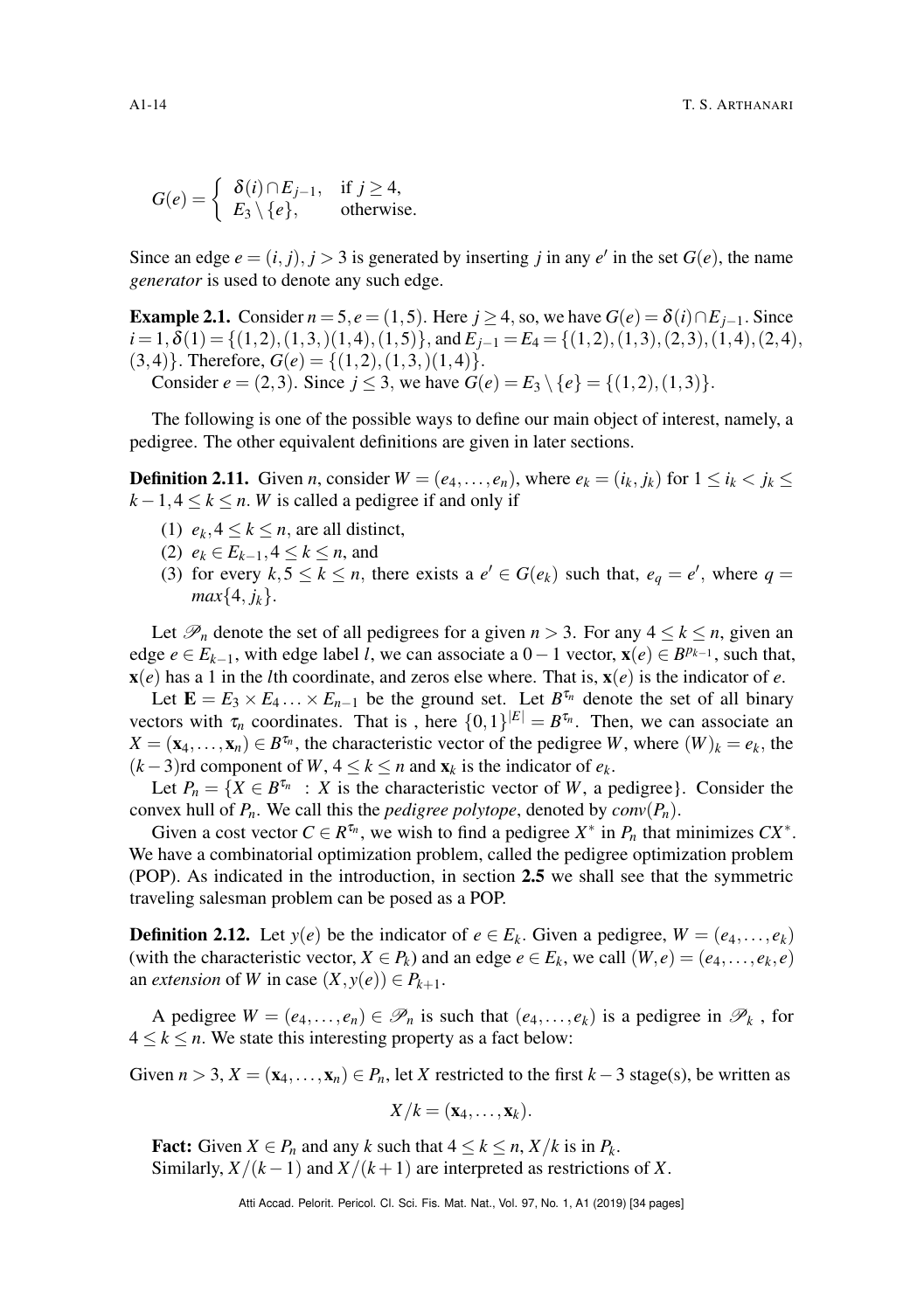$$G(e) = \begin{cases} \delta(i) \cap E_{j-1}, & \text{if } j \geq 4, \\ E_3 \setminus \{e\}, & \text{otherwise.} \end{cases}$$

Since an edge $e = (i, j), j > 3$ is generated by inserting $j$ in any $e'$ in the set $G(e)$, the name *generator* is used to denote any such edge.

**Example 2.1.** Consider $n = 5, e = (1,5)$. Here $j \geq 4$, so, we have $G(e) = \delta(i) \cap E_{j-1}$. Since $i = 1, \delta(1) = \{(1,2),(1,3,)(1,4),(1,5)\}$, and $E_{j-1} = E_4 = \{(1,2),(1,3),(2,3),(1,4),(2,4),(3,4)\}$. Therefore, $G(e) = \{(1,2),(1,3,)(1,4)\}$.

Consider $e = (2,3)$. Since $j \leq 3$, we have $G(e) = E_3 \setminus \{e\} = \{(1,2),(1,3)\}$.

The following is one of the possible ways to define our main object of interest, namely, a pedigree. The other equivalent definitions are given in later sections.

**Definition 2.11.** Given $n$, consider $W = (e_4, \ldots, e_n)$, where $e_k = (i_k, j_k)$ for $1 \leq i_k < j_k \leq k-1, 4 \leq k \leq n$. $W$ is called a pedigree if and only if

(1) $e_k, 4 \leq k \leq n$, are all distinct,
(2) $e_k \in E_{k-1}, 4 \leq k \leq n$, and
(3) for every $k, 5 \leq k \leq n$, there exists a $e' \in G(e_k)$ such that, $e_q = e'$, where $q = max\{4, j_k\}$.

Let $\mathscr{P}_n$ denote the set of all pedigrees for a given $n > 3$. For any $4 \leq k \leq n$, given an edge $e \in E_{k-1}$, with edge label $l$, we can associate a $0-1$ vector, $\mathbf{x}(e) \in B^{p_{k-1}}$, such that, $\mathbf{x}(e)$ has a 1 in the $l$th coordinate, and zeros else where. That is, $\mathbf{x}(e)$ is the indicator of $e$.

Let $\mathbf{E} = E_3 \times E_4 \ldots \times E_{n-1}$ be the ground set. Let $B^{\tau_n}$ denote the set of all binary vectors with $\tau_n$ coordinates. That is , here $\{0,1\}^{|E|} = B^{\tau_n}$. Then, we can associate an $X = (\mathbf{x}_4, \ldots, \mathbf{x}_n) \in B^{\tau_n}$, the characteristic vector of the pedigree $W$, where $(W)_k = e_k$, the $(k-3)$rd component of $W$, $4 \leq k \leq n$ and $\mathbf{x}_k$ is the indicator of $e_k$.

Let $P_n = \{X \in B^{\tau_n} \ : X$ is the characteristic vector of $W$, a pedigree$\}$. Consider the convex hull of $P_n$. We call this the *pedigree polytope*, denoted by $conv(P_n)$.

Given a cost vector $C \in R^{\tau_n}$, we wish to find a pedigree $X^*$ in $P_n$ that minimizes $CX^*$. We have a combinatorial optimization problem, called the pedigree optimization problem (POP). As indicated in the introduction, in section **2.5** we shall see that the symmetric traveling salesman problem can be posed as a POP.

**Definition 2.12.** Let $y(e)$ be the indicator of $e \in E_k$. Given a pedigree, $W = (e_4, \ldots, e_k)$ (with the characteristic vector, $X \in P_k$) and an edge $e \in E_k$, we call $(W, e) = (e_4, \ldots, e_k, e)$ an *extension* of $W$ in case $(X, y(e)) \in P_{k+1}$.

A pedigree $W = (e_4, \ldots, e_n) \in \mathscr{P}_n$ is such that $(e_4, \ldots, e_k)$ is a pedigree in $\mathscr{P}_k$ , for $4 \leq k \leq n$. We state this interesting property as a fact below:

Given $n > 3$, $X = (\mathbf{x}_4, \ldots, \mathbf{x}_n) \in P_n$, let $X$ restricted to the first $k-3$ stage(s), be written as

$$X/k = (\mathbf{x}_4, \ldots, \mathbf{x}_k).$$

**Fact:** Given $X \in P_n$ and any $k$ such that $4 \leq k \leq n$, $X/k$ is in $P_k$.
Similarly, $X/(k-1)$ and $X/(k+1)$ are interpreted as restrictions of $X$.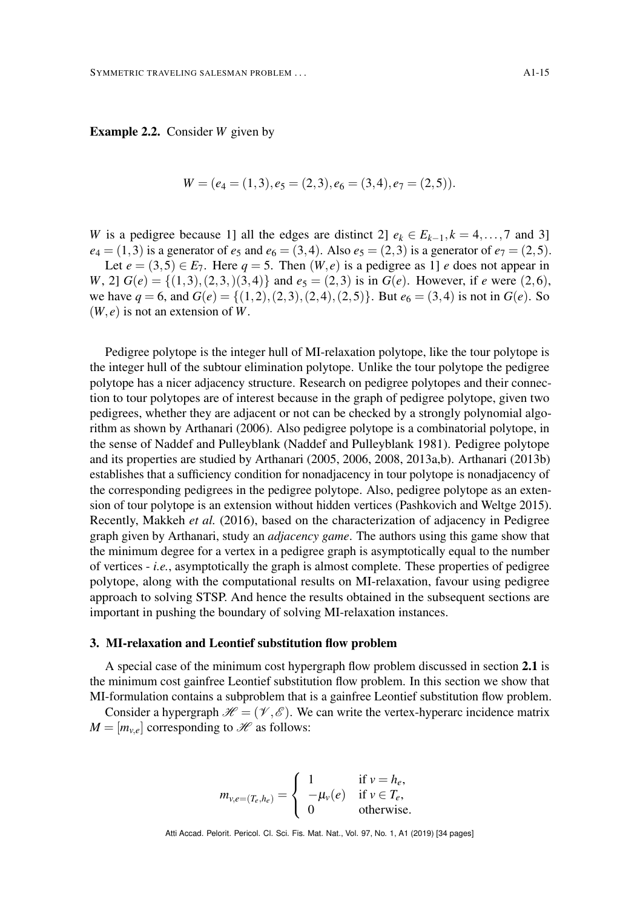**Example 2.2.** Consider $W$ given by

$$W = (e_4 = (1,3), e_5 = (2,3), e_6 = (3,4), e_7 = (2,5)).$$

$W$ is a pedigree because 1] all the edges are distinct 2] $e_k \in E_{k-1}, k = 4, \ldots, 7$ and 3] $e_4 = (1,3)$ is a generator of $e_5$ and $e_6 = (3,4)$. Also $e_5 = (2,3)$ is a generator of $e_7 = (2,5)$.

Let $e = (3,5) \in E_7$. Here $q = 5$. Then $(W, e)$ is a pedigree as 1] $e$ does not appear in $W$, 2] $G(e) = \{(1,3),(2,3,)(3,4)\}$ and $e_5 = (2,3)$ is in $G(e)$. However, if $e$ were $(2,6)$, we have $q = 6$, and $G(e) = \{(1,2),(2,3),(2,4),(2,5)\}$. But $e_6 = (3,4)$ is not in $G(e)$. So $(W, e)$ is not an extension of $W$.

Pedigree polytope is the integer hull of MI-relaxation polytope, like the tour polytope is the integer hull of the subtour elimination polytope. Unlike the tour polytope the pedigree polytope has a nicer adjacency structure. Research on pedigree polytopes and their connection to tour polytopes are of interest because in the graph of pedigree polytope, given two pedigrees, whether they are adjacent or not can be checked by a strongly polynomial algorithm as shown by Arthanari (2006). Also pedigree polytope is a combinatorial polytope, in the sense of Naddef and Pulleyblank (Naddef and Pulleyblank 1981). Pedigree polytope and its properties are studied by Arthanari (2005, 2006, 2008, 2013a,b). Arthanari (2013b) establishes that a sufficiency condition for nonadjacency in tour polytope is nonadjacency of the corresponding pedigrees in the pedigree polytope. Also, pedigree polytope as an extension of tour polytope is an extension without hidden vertices (Pashkovich and Weltge 2015). Recently, Makkeh *et al.* (2016), based on the characterization of adjacency in Pedigree graph given by Arthanari, study an *adjacency game*. The authors using this game show that the minimum degree for a vertex in a pedigree graph is asymptotically equal to the number of vertices - *i.e.*, asymptotically the graph is almost complete. These properties of pedigree polytope, along with the computational results on MI-relaxation, favour using pedigree approach to solving STSP. And hence the results obtained in the subsequent sections are important in pushing the boundary of solving MI-relaxation instances.

## 3. MI-relaxation and Leontief substitution flow problem

A special case of the minimum cost hypergraph flow problem discussed in section **2.1** is the minimum cost gainfree Leontief substitution flow problem. In this section we show that MI-formulation contains a subproblem that is a gainfree Leontief substitution flow problem.

Consider a hypergraph $\mathscr{H} = (\mathscr{V}, \mathscr{E})$. We can write the vertex-hyperarc incidence matrix $M = [m_{v,e}]$ corresponding to $\mathscr{H}$ as follows:

$$m_{v,e=(T_e,h_e)} = \begin{cases} 1 & \text{if } v = h_e, \\ -\mu_v(e) & \text{if } v \in T_e, \\ 0 & \text{otherwise.} \end{cases}$$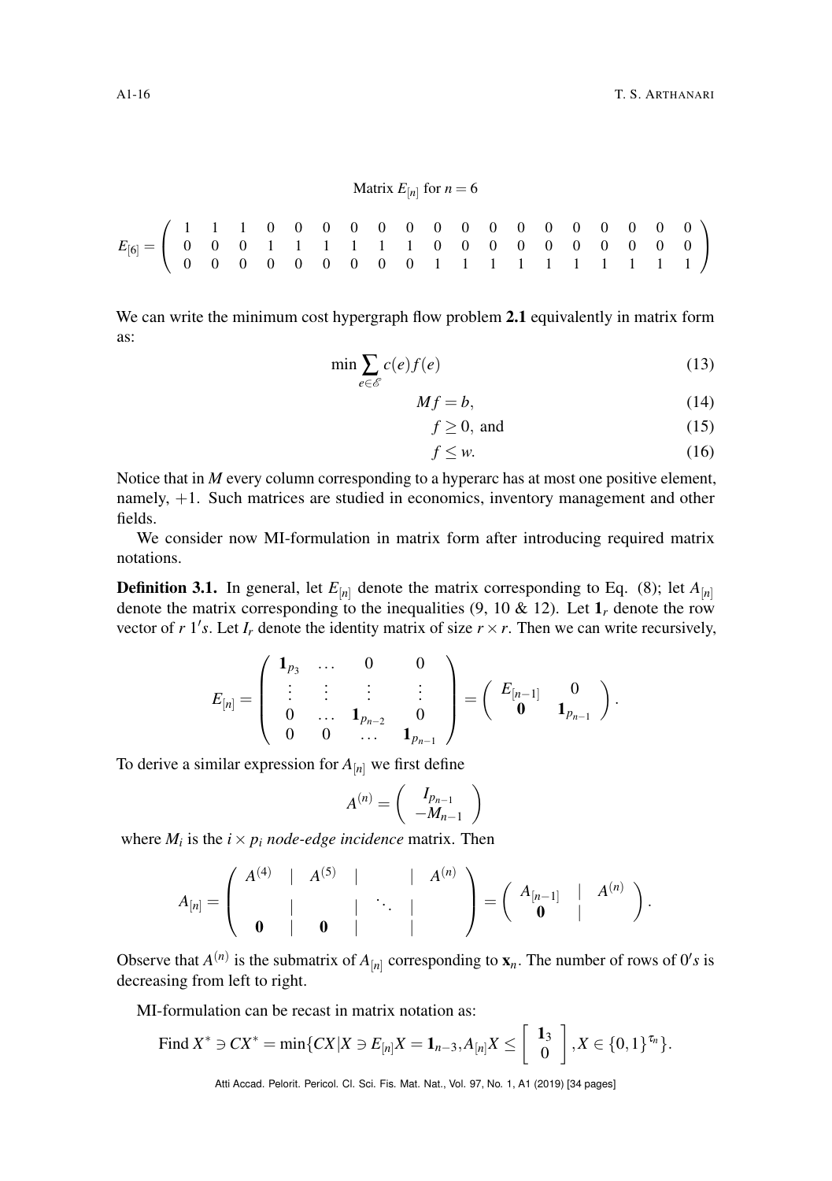Matrix $E_{[n]}$ for $n = 6$

$$E_{[6]} = \left( \begin{array}{cccccccccccccccccc} 1 & 1 & 1 & 0 & 0 & 0 & 0 & 0 & 0 & 0 & 0 & 0 & 0 & 0 & 0 & 0 & 0 & 0 \\ 0 & 0 & 0 & 1 & 1 & 1 & 1 & 1 & 1 & 0 & 0 & 0 & 0 & 0 & 0 & 0 & 0 & 0 \\ 0 & 0 & 0 & 0 & 0 & 0 & 0 & 0 & 0 & 1 & 1 & 1 & 1 & 1 & 1 & 1 & 1 & 1 \end{array} \right)$$

We can write the minimum cost hypergraph flow problem **2.1** equivalently in matrix form as:

$$\min \sum_{e \in \mathscr{E}} c(e) f(e) \tag{13}$$

$$Mf = b, \tag{14}$$

$$f \geq 0, \text{ and} \tag{15}$$

$$f \leq w. \tag{16}$$

Notice that in $M$ every column corresponding to a hyperarc has at most one positive element, namely, $+1$. Such matrices are studied in economics, inventory management and other fields.

We consider now MI-formulation in matrix form after introducing required matrix notations.

**Definition 3.1.** In general, let $E_{[n]}$ denote the matrix corresponding to Eq. (8); let $A_{[n]}$ denote the matrix corresponding to the inequalities (9, 10 & 12). Let $\mathbf{1}_r$ denote the row vector of $r$ $1's$. Let $I_r$ denote the identity matrix of size $r \times r$. Then we can write recursively,

$$E_{[n]} = \left( \begin{array}{cccc} \mathbf{1}_{p_3} & \ldots & 0 & 0 \\ \vdots & \vdots & \vdots & \vdots \\ 0 & \ldots & \mathbf{1}_{p_{n-2}} & 0 \\ 0 & 0 & \ldots & \mathbf{1}_{p_{n-1}} \end{array} \right) = \left( \begin{array}{cc} E_{[n-1]} & 0 \\ \mathbf{0} & \mathbf{1}_{p_{n-1}} \end{array} \right).$$

To derive a similar expression for $A_{[n]}$ we first define

$$A^{(n)} = \left( \begin{array}{c} I_{p_{n-1}} \\ -M_{n-1} \end{array} \right)$$

where $M_i$ is the $i \times p_i$ *node-edge incidence* matrix. Then

$$A_{[n]} = \left( \begin{array}{ccccccc} A^{(4)} & | & A^{(5)} & | & & | & A^{(n)} \\ & | & & | & \ddots & | & \\ \mathbf{0} & | & \mathbf{0} & | & & | & \end{array} \right) = \left( \begin{array}{ccc} A_{[n-1]} & | & A^{(n)} \\ \mathbf{0} & | & \end{array} \right).$$

Observe that $A^{(n)}$ is the submatrix of $A_{[n]}$ corresponding to $\mathbf{x}_n$. The number of rows of $0's$ is decreasing from left to right.

MI-formulation can be recast in matrix notation as:

$$\text{Find } X^* \ni CX^* = \min\{CX | X \ni E_{[n]}X = \mathbf{1}_{n-3}, A_{[n]}X \leq \left[ \begin{array}{c} \mathbf{1}_3 \\ 0 \end{array} \right], X \in \{0,1\}^{\tau_n}\}.$$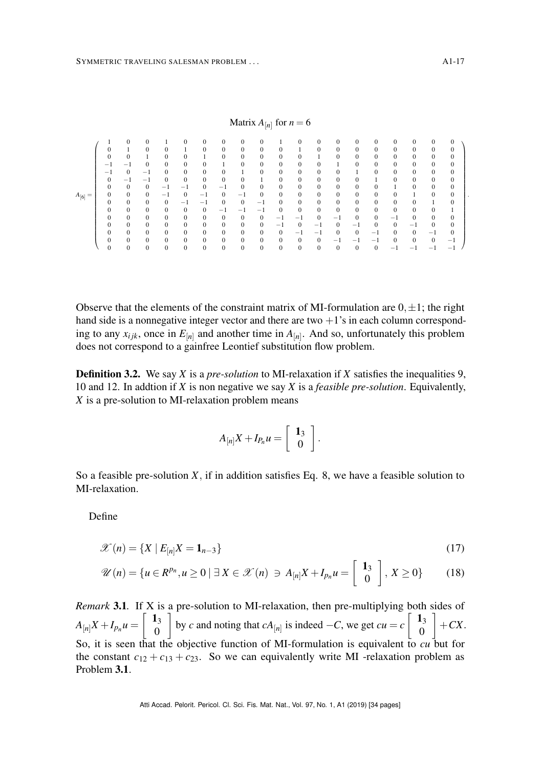Matrix $A_{[n]}$ for $n = 6$

$$
A_{[6]} = \left( \begin{array}{rrrrrrrrrrrrrrrrrrr}
1 & 0 & 0 & 1 & 0 & 0 & 0 & 0 & 0 & 1 & 0 & 0 & 0 & 0 & 0 & 0 & 0 & 0 & 0 \\
0 & 1 & 0 & 0 & 1 & 0 & 0 & 0 & 0 & 0 & 1 & 0 & 0 & 0 & 0 & 0 & 0 & 0 & 0 \\
0 & 0 & 1 & 0 & 0 & 1 & 0 & 0 & 0 & 0 & 0 & 1 & 0 & 0 & 0 & 0 & 0 & 0 & 0 \\
-1 & -1 & 0 & 0 & 0 & 0 & 1 & 0 & 0 & 0 & 0 & 0 & 1 & 0 & 0 & 0 & 0 & 0 & 0 \\
-1 & 0 & -1 & 0 & 0 & 0 & 0 & 1 & 0 & 0 & 0 & 0 & 0 & 1 & 0 & 0 & 0 & 0 & 0 \\
0 & -1 & -1 & 0 & 0 & 0 & 0 & 0 & 1 & 0 & 0 & 0 & 0 & 0 & 1 & 0 & 0 & 0 & 0 \\
0 & 0 & 0 & -1 & -1 & 0 & -1 & 0 & 0 & 0 & 0 & 0 & 0 & 0 & 0 & 1 & 0 & 0 & 0 \\
0 & 0 & 0 & -1 & 0 & -1 & 0 & -1 & 0 & 0 & 0 & 0 & 0 & 0 & 0 & 0 & 1 & 0 & 0 \\
0 & 0 & 0 & 0 & -1 & -1 & 0 & 0 & -1 & 0 & 0 & 0 & 0 & 0 & 0 & 0 & 0 & 1 & 0 \\
0 & 0 & 0 & 0 & 0 & 0 & -1 & -1 & -1 & 0 & 0 & 0 & 0 & 0 & 0 & 0 & 0 & 0 & 1 \\
0 & 0 & 0 & 0 & 0 & 0 & 0 & 0 & 0 & -1 & -1 & 0 & -1 & 0 & 0 & -1 & 0 & 0 & 0 \\
0 & 0 & 0 & 0 & 0 & 0 & 0 & 0 & 0 & -1 & 0 & -1 & 0 & -1 & 0 & 0 & -1 & 0 & 0 \\
0 & 0 & 0 & 0 & 0 & 0 & 0 & 0 & 0 & 0 & -1 & -1 & 0 & 0 & -1 & 0 & 0 & -1 & 0 \\
0 & 0 & 0 & 0 & 0 & 0 & 0 & 0 & 0 & 0 & 0 & 0 & -1 & -1 & -1 & 0 & 0 & 0 & -1 \\
0 & 0 & 0 & 0 & 0 & 0 & 0 & 0 & 0 & 0 & 0 & 0 & 0 & 0 & 0 & -1 & -1 & -1 & -1
\end{array} \right).
$$

Observe that the elements of the constraint matrix of MI-formulation are $0, \pm 1$; the right hand side is a nonnegative integer vector and there are two $+1$'s in each column corresponding to any $x_{ijk}$, once in $E_{[n]}$ and another time in $A_{[n]}$. And so, unfortunately this problem does not correspond to a gainfree Leontief substitution flow problem.

**Definition 3.2.** We say $X$ is a *pre-solution* to MI-relaxation if $X$ satisfies the inequalities 9, 10 and 12. In addtion if $X$ is non negative we say $X$ is a *feasible pre-solution*. Equivalently, $X$ is a pre-solution to MI-relaxation problem means

$$
A_{[n]}X + I_{P_n}u = \left[ \begin{array}{c} \mathbf{1}_3 \\ 0 \end{array} \right].
$$

So a feasible pre-solution $X$, if in addition satisfies Eq. 8, we have a feasible solution to MI-relaxation.

Define

$$
\mathscr{X}(n) = \{X \mid E_{[n]}X = \mathbf{1}_{n-3}\} \tag{17}
$$

$$
\mathscr{U}(n) = \{u \in R^{p_n}, u \geq 0 \mid \exists\, X \in \mathscr{X}(n) \ni A_{[n]}X + I_{p_n}u = \left[ \begin{array}{c} \mathbf{1}_3 \\ 0 \end{array} \right],\ X \geq 0\} \tag{18}
$$

*Remark* **3.1**. If X is a pre-solution to MI-relaxation, then pre-multiplying both sides of $A_{[n]}X + I_{p_n}u = \left[ \begin{array}{c} \mathbf{1}_3 \\ 0 \end{array} \right]$ by $c$ and noting that $cA_{[n]}$ is indeed $-C$, we get $cu = c\left[ \begin{array}{c} \mathbf{1}_3 \\ 0 \end{array} \right] + CX$. So, it is seen that the objective function of MI-formulation is equivalent to $cu$ but for the constant $c_{12} + c_{13} + c_{23}$. So we can equivalently write MI -relaxation problem as Problem **3.1**.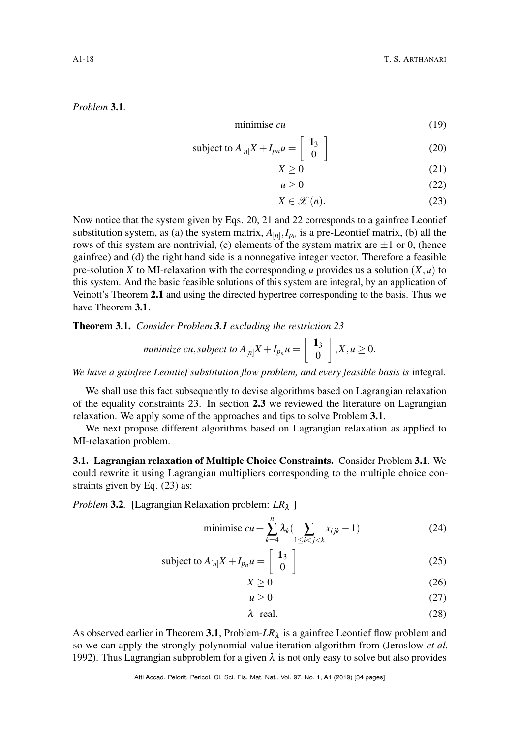*Problem* **3.1**.

$$\text{minimise } cu \tag{19}$$

$$\text{subject to } A_{[n]}X + I_{pn}u = \begin{bmatrix} \mathbf{1}_3 \\ 0 \end{bmatrix} \tag{20}$$

$$X \geq 0 \tag{21}$$

$$u \geq 0 \tag{22}$$

$$X \in \mathscr{X}(n). \tag{23}$$

Now notice that the system given by Eqs. 20, 21 and 22 corresponds to a gainfree Leontief substitution system, as (a) the system matrix, $A_{[n]}, I_{p_n}$ is a pre-Leontief matrix, (b) all the rows of this system are nontrivial, (c) elements of the system matrix are $\pm 1$ or 0, (hence gainfree) and (d) the right hand side is a nonnegative integer vector. Therefore a feasible pre-solution $X$ to MI-relaxation with the corresponding $u$ provides us a solution $(X, u)$ to this system. And the basic feasible solutions of this system are integral, by an application of Veinott's Theorem **2.1** and using the directed hypertree corresponding to the basis. Thus we have Theorem **3.1**.

**Theorem 3.1.** *Consider Problem 3.1 excluding the restriction 23*

$$\textit{minimize } cu, \textit{subject to } A_{[n]}X + I_{p_n}u = \begin{bmatrix} \mathbf{1}_3 \\ 0 \end{bmatrix}, X, u \geq 0.$$

*We have a gainfree Leontief substitution flow problem, and every feasible basis is* integral*.*

We shall use this fact subsequently to devise algorithms based on Lagrangian relaxation of the equality constraints 23. In section **2.3** we reviewed the literature on Lagrangian relaxation. We apply some of the approaches and tips to solve Problem **3.1**.

We next propose different algorithms based on Lagrangian relaxation as applied to MI-relaxation problem.

**3.1. Lagrangian relaxation of Multiple Choice Constraints.** Consider Problem **3.1**. We could rewrite it using Lagrangian multipliers corresponding to the multiple choice constraints given by Eq. (23) as:

*Problem* **3.2**. [Lagrangian Relaxation problem: $LR_\lambda$ ]

$$\text{minimise } cu + \sum_{k=4}^{n} \lambda_k \Big( \sum_{1 \leq i < j < k} x_{ijk} - 1 \Big) \tag{24}$$

$$\text{subject to } A_{[n]}X + I_{p_n}u = \begin{bmatrix} \mathbf{1}_3 \\ 0 \end{bmatrix} \tag{25}$$

$$X \geq 0 \tag{26}$$

$$u \geq 0 \tag{27}$$

$$\lambda \ \text{ real.} \tag{28}$$

As observed earlier in Theorem **3.1**, Problem-$LR_\lambda$ is a gainfree Leontief flow problem and so we can apply the strongly polynomial value iteration algorithm from (Jeroslow *et al.* 1992). Thus Lagrangian subproblem for a given $\lambda$ is not only easy to solve but also provides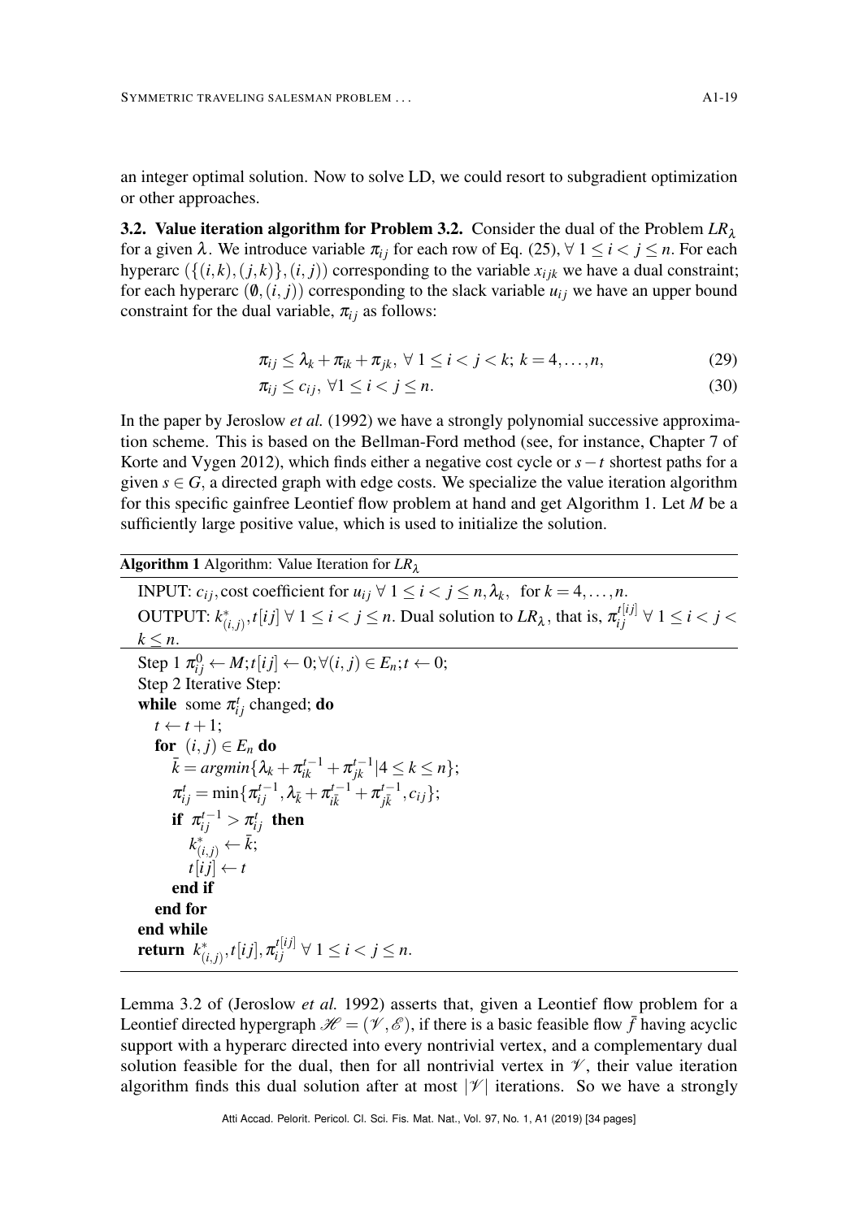an integer optimal solution. Now to solve LD, we could resort to subgradient optimization or other approaches.

**3.2. Value iteration algorithm for Problem 3.2.** Consider the dual of the Problem $LR_\lambda$ for a given $\lambda$. We introduce variable $\pi_{ij}$ for each row of Eq. (25), $\forall\ 1 \le i < j \le n$. For each hyperarc $(\{(i,k),(j,k)\},(i,j))$ corresponding to the variable $x_{ijk}$ we have a dual constraint; for each hyperarc $(\emptyset,(i,j))$ corresponding to the slack variable $u_{ij}$ we have an upper bound constraint for the dual variable, $\pi_{ij}$ as follows:

$$\pi_{ij} \le \lambda_k + \pi_{ik} + \pi_{jk},\ \forall\ 1 \le i < j < k;\ k = 4,\ldots,n, \tag{29}$$

$$\pi_{ij} \le c_{ij},\ \forall 1 \le i < j \le n. \tag{30}$$

In the paper by Jeroslow *et al.* (1992) we have a strongly polynomial successive approximation scheme. This is based on the Bellman-Ford method (see, for instance, Chapter 7 of Korte and Vygen 2012), which finds either a negative cost cycle or $s-t$ shortest paths for a given $s \in G$, a directed graph with edge costs. We specialize the value iteration algorithm for this specific gainfree Leontief flow problem at hand and get Algorithm 1. Let $M$ be a sufficiently large positive value, which is used to initialize the solution.

**Algorithm 1** Algorithm: Value Iteration for $LR_\lambda$

INPUT: $c_{ij}$, cost coefficient for $u_{ij}\ \forall\ 1 \le i < j \le n, \lambda_k,$ for $k = 4,\ldots,n$.
OUTPUT: $k^*_{(i,j)}, t[ij]\ \forall\ 1 \le i < j \le n$. Dual solution to $LR_\lambda$, that is, $\pi_{ij}^{t[ij]}\ \forall\ 1 \le i < j < k \le n$.

```
Step 1 π⁰_ij ← M; t[ij] ← 0; ∀(i,j) ∈ E_n; t ← 0;
Step 2 Iterative Step:
while some π^t_ij changed; do
    t ← t + 1;
    for (i,j) ∈ E_n do
        k̄ = argmin{λ_k + π^{t-1}_ik + π^{t-1}_jk | 4 ≤ k ≤ n};
        π^t_ij = min{π^{t-1}_ij, λ_k̄ + π^{t-1}_ik̄ + π^{t-1}_jk̄, c_ij};
        if π^{t-1}_ij > π^t_ij then
            k*_(i,j) ← k̄;
            t[ij] ← t
        end if
    end for
end while
return k*_(i,j), t[ij], π^{t[ij]}_ij ∀ 1 ≤ i < j ≤ n.
```

Lemma 3.2 of (Jeroslow *et al.* 1992) asserts that, given a Leontief flow problem for a Leontief directed hypergraph $\mathscr{H} = (\mathscr{V},\mathscr{E})$, if there is a basic feasible flow $\bar{f}$ having acyclic support with a hyperarc directed into every nontrivial vertex, and a complementary dual solution feasible for the dual, then for all nontrivial vertex in $\mathscr{V}$, their value iteration algorithm finds this dual solution after at most $|\mathscr{V}|$ iterations. So we have a strongly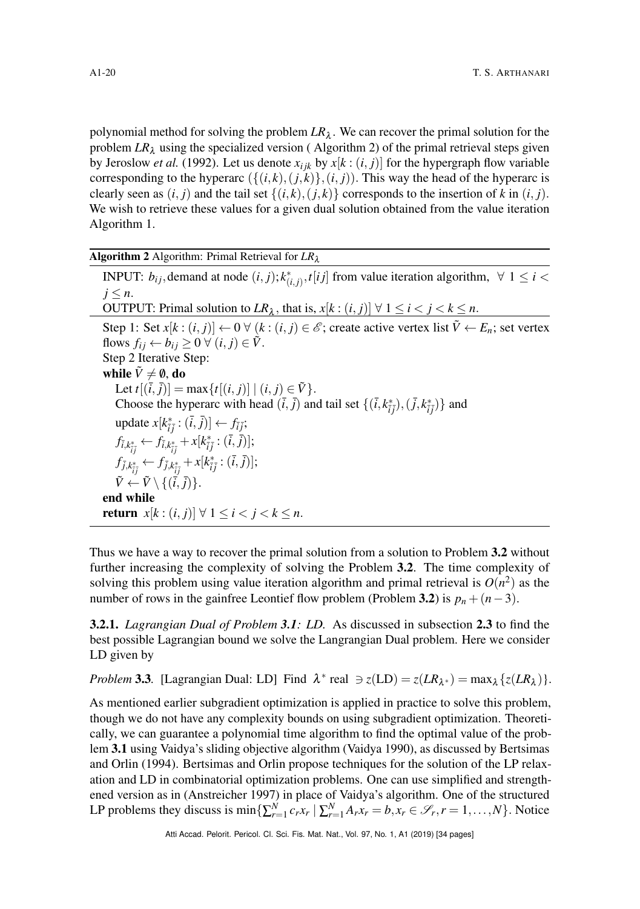polynomial method for solving the problem $LR_\lambda$. We can recover the primal solution for the problem $LR_\lambda$ using the specialized version ( Algorithm 2) of the primal retrieval steps given by Jeroslow *et al.* (1992). Let us denote $x_{ijk}$ by $x[k:(i,j)]$ for the hypergraph flow variable corresponding to the hyperarc $(\{(i,k),(j,k)\},(i,j))$. This way the head of the hyperarc is clearly seen as $(i,j)$ and the tail set $\{(i,k),(j,k)\}$ corresponds to the insertion of $k$ in $(i,j)$. We wish to retrieve these values for a given dual solution obtained from the value iteration Algorithm 1.

**Algorithm 2** Algorithm: Primal Retrieval for $LR_\lambda$

INPUT: $b_{ij}$, demand at node $(i,j)$; $k^*_{(i,j)}$, $t[ij]$ from value iteration algorithm, $\forall\ 1 \leq i < j \leq n$.
OUTPUT: Primal solution to $LR_\lambda$, that is, $x[k:(i,j)]\ \forall\ 1 \leq i < j < k \leq n$.

Step 1: Set $x[k:(i,j)] \leftarrow 0\ \forall\ (k:(i,j) \in \mathscr{E}$; create active vertex list $\tilde{V} \leftarrow E_n$; set vertex flows $f_{ij} \leftarrow b_{ij} \geq 0\ \forall\ (i,j) \in \tilde{V}$.
Step 2 Iterative Step:
**while** $\tilde{V} \neq \emptyset$, **do**
  Let $t[(\bar{i},\bar{j})] = \max\{t[(i,j)] \mid (i,j) \in \tilde{V}\}$.
  Choose the hyperarc with head $(\bar{i},\bar{j})$ and tail set $\{(\bar{i},k^*_{\bar{i}\bar{j}}),(\bar{j},k^*_{\bar{i}\bar{j}})\}$ and
  update $x[k^*_{\bar{i}\bar{j}}:(\bar{i},\bar{j})] \leftarrow f_{\bar{i}\bar{j}}$;
  $f_{\bar{i},k^*_{\bar{i}\bar{j}}} \leftarrow f_{\bar{i},k^*_{\bar{i}\bar{j}}} + x[k^*_{\bar{i}\bar{j}}:(\bar{i},\bar{j})]$;
  $f_{\bar{j},k^*_{\bar{i}\bar{j}}} \leftarrow f_{\bar{j},k^*_{\bar{i}\bar{j}}} + x[k^*_{\bar{i}\bar{j}}:(\bar{i},\bar{j})]$;
  $\tilde{V} \leftarrow \tilde{V} \setminus \{(\bar{i},\bar{j})\}$.
**end while**
**return** $x[k:(i,j)]\ \forall\ 1 \leq i < j < k \leq n$.

Thus we have a way to recover the primal solution from a solution to Problem **3.2** without further increasing the complexity of solving the Problem **3.2**. The time complexity of solving this problem using value iteration algorithm and primal retrieval is $O(n^2)$ as the number of rows in the gainfree Leontief flow problem (Problem **3.2**) is $p_n + (n-3)$.

**3.2.1.** *Lagrangian Dual of Problem 3.1: LD.* As discussed in subsection **2.3** to find the best possible Lagrangian bound we solve the Langrangian Dual problem. Here we consider LD given by

*Problem* **3.3**. [Lagrangian Dual: LD] Find $\lambda^*$ real $\ni z(\mathrm{LD}) = z(LR_{\lambda^*}) = \max_\lambda\{z(LR_\lambda)\}$.

As mentioned earlier subgradient optimization is applied in practice to solve this problem, though we do not have any complexity bounds on using subgradient optimization. Theoretically, we can guarantee a polynomial time algorithm to find the optimal value of the problem **3.1** using Vaidya's sliding objective algorithm (Vaidya 1990), as discussed by Bertsimas and Orlin (1994). Bertsimas and Orlin propose techniques for the solution of the LP relaxation and LD in combinatorial optimization problems. One can use simplified and strengthened version as in (Anstreicher 1997) in place of Vaidya's algorithm. One of the structured LP problems they discuss is $\min\{\sum_{r=1}^{N} c_r x_r \mid \sum_{r=1}^{N} A_r x_r = b, x_r \in \mathscr{S}_r, r = 1,\ldots,N\}$. Notice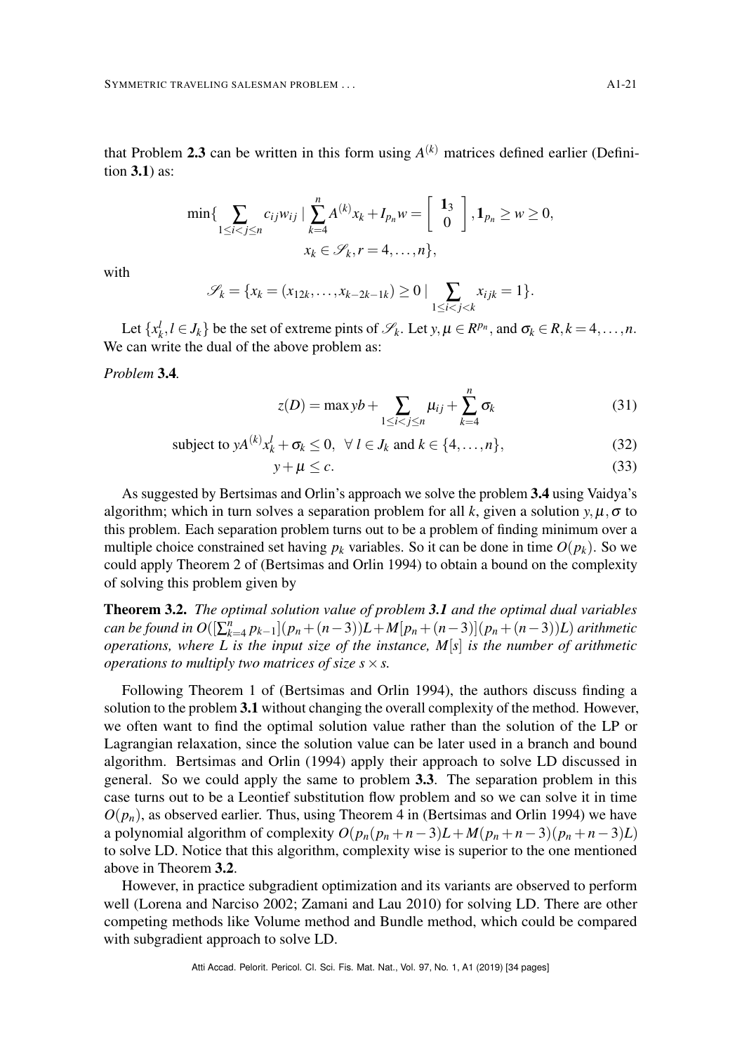that Problem **2.3** can be written in this form using $A^{(k)}$ matrices defined earlier (Definition **3.1**) as:

$$\min\{\sum_{1\le i<j\le n} c_{ij}w_{ij} \mid \sum_{k=4}^{n} A^{(k)}x_k + I_{p_n}w = \begin{bmatrix} \mathbf{1}_3 \\ 0 \end{bmatrix}, \mathbf{1}_{p_n} \ge w \ge 0,$$
$$x_k \in \mathscr{S}_k, r = 4,\ldots,n\},$$

with

$$\mathscr{S}_k = \{x_k = (x_{12k},\ldots,x_{k-2k-1k}) \ge 0 \mid \sum_{1\le i<j<k} x_{ijk} = 1\}.$$

Let $\{x_k^l, l \in J_k\}$ be the set of extreme pints of $\mathscr{S}_k$. Let $y,\mu \in R^{p_n}$, and $\sigma_k \in R, k = 4,\ldots,n$. We can write the dual of the above problem as:

*Problem* **3.4**.

$$z(D) = \max yb + \sum_{1\le i<j\le n} \mu_{ij} + \sum_{k=4}^{n} \sigma_k \tag{31}$$

$$\text{subject to } yA^{(k)}x_k^l + \sigma_k \le 0,\ \ \forall\ l \in J_k \text{ and } k \in \{4,\ldots,n\}, \tag{32}$$

$$y + \mu \le c. \tag{33}$$

As suggested by Bertsimas and Orlin's approach we solve the problem **3.4** using Vaidya's algorithm; which in turn solves a separation problem for all $k$, given a solution $y,\mu,\sigma$ to this problem. Each separation problem turns out to be a problem of finding minimum over a multiple choice constrained set having $p_k$ variables. So it can be done in time $O(p_k)$. So we could apply Theorem 2 of (Bertsimas and Orlin 1994) to obtain a bound on the complexity of solving this problem given by

**Theorem 3.2.** *The optimal solution value of problem **3.1** and the optimal dual variables can be found in $O([\sum_{k=4}^{n} p_{k-1}](p_n+(n-3))L + M[p_n+(n-3)](p_n+(n-3))L)$ arithmetic operations, where $L$ is the input size of the instance, $M[s]$ is the number of arithmetic operations to multiply two matrices of size $s \times s$.*

Following Theorem 1 of (Bertsimas and Orlin 1994), the authors discuss finding a solution to the problem **3.1** without changing the overall complexity of the method. However, we often want to find the optimal solution value rather than the solution of the LP or Lagrangian relaxation, since the solution value can be later used in a branch and bound algorithm. Bertsimas and Orlin (1994) apply their approach to solve LD discussed in general. So we could apply the same to problem **3.3**. The separation problem in this case turns out to be a Leontief substitution flow problem and so we can solve it in time $O(p_n)$, as observed earlier. Thus, using Theorem 4 in (Bertsimas and Orlin 1994) we have a polynomial algorithm of complexity $O(p_n(p_n+n-3)L + M(p_n+n-3)(p_n+n-3)L)$ to solve LD. Notice that this algorithm, complexity wise is superior to the one mentioned above in Theorem **3.2**.

However, in practice subgradient optimization and its variants are observed to perform well (Lorena and Narciso 2002; Zamani and Lau 2010) for solving LD. There are other competing methods like Volume method and Bundle method, which could be compared with subgradient approach to solve LD.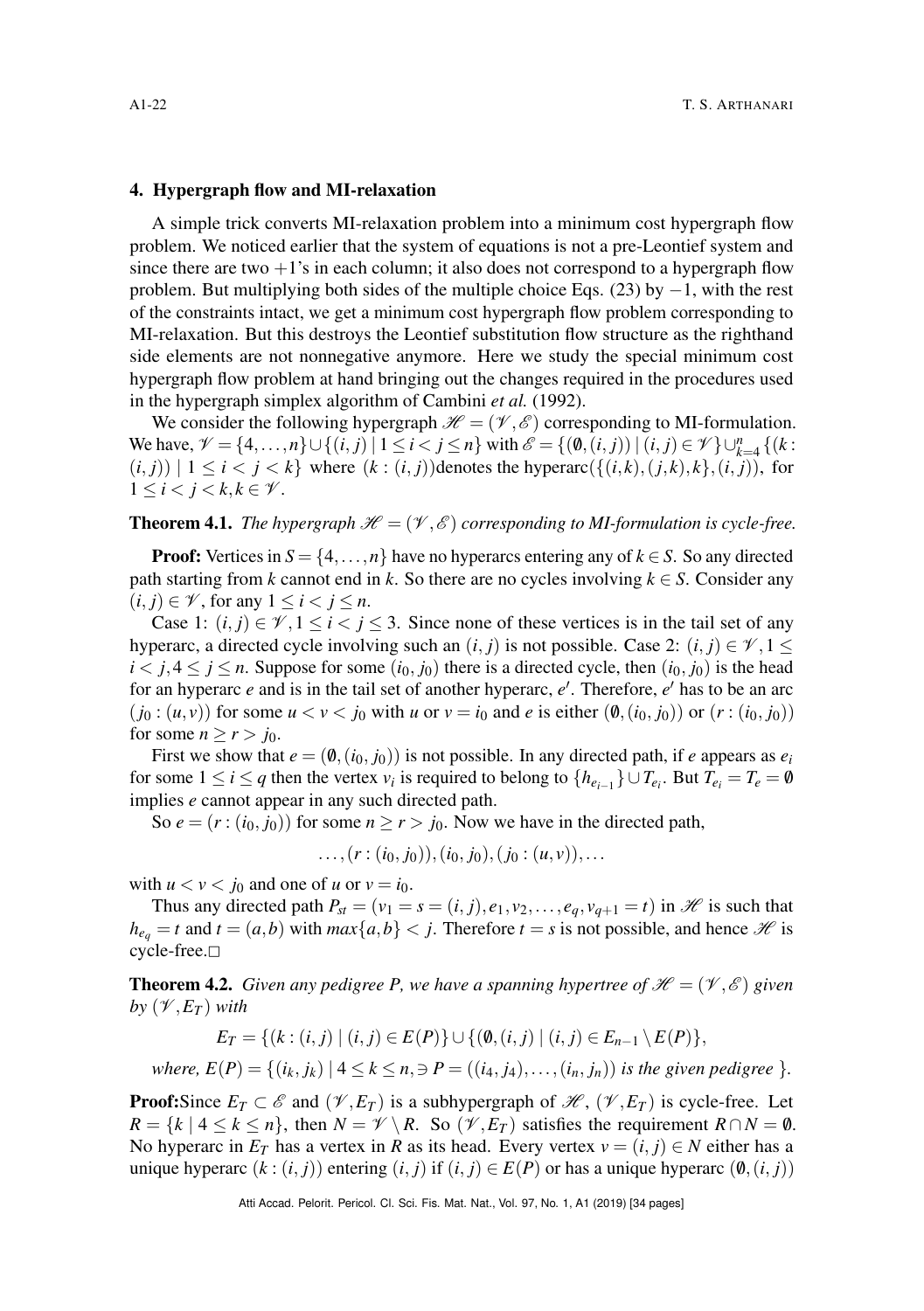## 4. Hypergraph flow and MI-relaxation

A simple trick converts MI-relaxation problem into a minimum cost hypergraph flow problem. We noticed earlier that the system of equations is not a pre-Leontief system and since there are two $+1$'s in each column; it also does not correspond to a hypergraph flow problem. But multiplying both sides of the multiple choice Eqs. (23) by $-1$, with the rest of the constraints intact, we get a minimum cost hypergraph flow problem corresponding to MI-relaxation. But this destroys the Leontief substitution flow structure as the righthand side elements are not nonnegative anymore. Here we study the special minimum cost hypergraph flow problem at hand bringing out the changes required in the procedures used in the hypergraph simplex algorithm of Cambini *et al.* (1992).

We consider the following hypergraph $\mathscr{H} = (\mathscr{V}, \mathscr{E})$ corresponding to MI-formulation. We have, $\mathscr{V} = \{4, \ldots, n\} \cup \{(i,j) \mid 1 \leq i < j \leq n\}$ with $\mathscr{E} = \{(\emptyset, (i,j)) \mid (i,j) \in \mathscr{V}\} \cup_{k=4}^{n} \{(k : (i,j)) \mid 1 \leq i < j < k\}$ where $(k : (i,j))$denotes the hyperarc$(\{(i,k),(j,k),k\},(i,j))$, for $1 \leq i < j < k, k \in \mathscr{V}$.

**Theorem 4.1.** *The hypergraph $\mathscr{H} = (\mathscr{V}, \mathscr{E})$ corresponding to MI-formulation is cycle-free.*

**Proof:** Vertices in $S = \{4, \ldots, n\}$ have no hyperarcs entering any of $k \in S$. So any directed path starting from $k$ cannot end in $k$. So there are no cycles involving $k \in S$. Consider any $(i,j) \in \mathscr{V}$, for any $1 \leq i < j \leq n$.

Case 1: $(i,j) \in \mathscr{V}, 1 \leq i < j \leq 3$. Since none of these vertices is in the tail set of any hyperarc, a directed cycle involving such an $(i,j)$ is not possible. Case 2: $(i,j) \in \mathscr{V}, 1 \leq i < j, 4 \leq j \leq n$. Suppose for some $(i_0, j_0)$ there is a directed cycle, then $(i_0, j_0)$ is the head for an hyperarc $e$ and is in the tail set of another hyperarc, $e'$. Therefore, $e'$ has to be an arc $(j_0 : (u,v))$ for some $u < v < j_0$ with $u$ or $v = i_0$ and $e$ is either $(\emptyset, (i_0, j_0))$ or $(r : (i_0, j_0))$ for some $n \geq r > j_0$.

First we show that $e = (\emptyset, (i_0, j_0))$ is not possible. In any directed path, if $e$ appears as $e_i$ for some $1 \leq i \leq q$ then the vertex $v_i$ is required to belong to $\{h_{e_{i-1}}\} \cup T_{e_i}$. But $T_{e_i} = T_e = \emptyset$ implies $e$ cannot appear in any such directed path.

So $e = (r : (i_0, j_0))$ for some $n \geq r > j_0$. Now we have in the directed path,

$$\ldots, (r : (i_0, j_0)), (i_0, j_0), (j_0 : (u,v)), \ldots$$

with $u < v < j_0$ and one of $u$ or $v = i_0$.

Thus any directed path $P_{st} = (v_1 = s = (i,j), e_1, v_2, \ldots, e_q, v_{q+1} = t)$ in $\mathscr{H}$ is such that $h_{e_q} = t$ and $t = (a,b)$ with $max\{a,b\} < j$. Therefore $t = s$ is not possible, and hence $\mathscr{H}$ is cycle-free.□

**Theorem 4.2.** *Given any pedigree P, we have a spanning hypertree of $\mathscr{H} = (\mathscr{V}, \mathscr{E})$ given by $(\mathscr{V}, E_T)$ with*

$$E_T = \{(k : (i,j) \mid (i,j) \in E(P)\} \cup \{(\emptyset, (i,j) \mid (i,j) \in E_{n-1} \setminus E(P)\},$$

*where, $E(P) = \{(i_k, j_k) \mid 4 \leq k \leq n, \ni P = ((i_4, j_4), \ldots, (i_n, j_n))$ is the given pedigree $\}$.*

**Proof:**Since $E_T \subset \mathscr{E}$ and $(\mathscr{V}, E_T)$ is a subhypergraph of $\mathscr{H}$, $(\mathscr{V}, E_T)$ is cycle-free. Let $R = \{k \mid 4 \leq k \leq n\}$, then $N = \mathscr{V} \setminus R$. So $(\mathscr{V}, E_T)$ satisfies the requirement $R \cap N = \emptyset$. No hyperarc in $E_T$ has a vertex in $R$ as its head. Every vertex $v = (i,j) \in N$ either has a unique hyperarc $(k : (i,j))$ entering $(i,j)$ if $(i,j) \in E(P)$ or has a unique hyperarc $(\emptyset, (i,j))$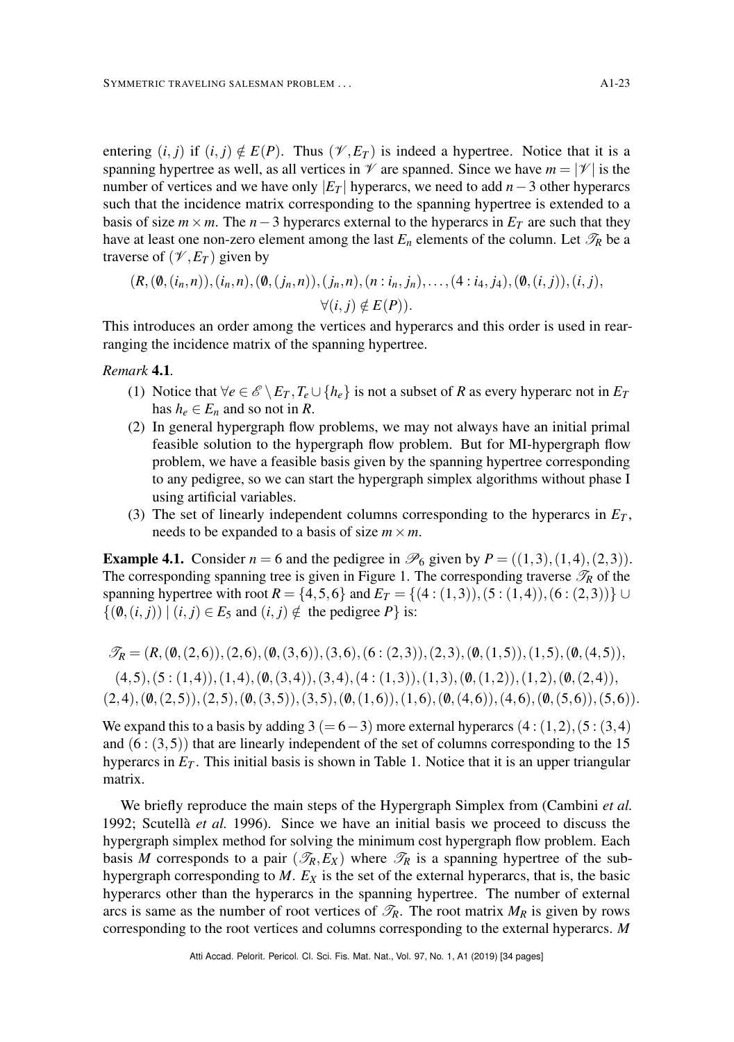entering $(i,j)$ if $(i,j) \notin E(P)$. Thus $(\mathscr{V}, E_T)$ is indeed a hypertree. Notice that it is a spanning hypertree as well, as all vertices in $\mathscr{V}$ are spanned. Since we have $m = |\mathscr{V}|$ is the number of vertices and we have only $|E_T|$ hyperarcs, we need to add $n-3$ other hyperarcs such that the incidence matrix corresponding to the spanning hypertree is extended to a basis of size $m \times m$. The $n-3$ hyperarcs external to the hyperarcs in $E_T$ are such that they have at least one non-zero element among the last $E_n$ elements of the column. Let $\mathscr{T}_R$ be a traverse of $(\mathscr{V}, E_T)$ given by

$$(R, (\emptyset, (i_n, n)), (i_n, n), (\emptyset, (j_n, n)), (j_n, n), (n : i_n, j_n), \ldots, (4 : i_4, j_4), (\emptyset, (i,j)), (i,j),$$
$$\forall (i,j) \notin E(P)).$$

This introduces an order among the vertices and hyperarcs and this order is used in rearranging the incidence matrix of the spanning hypertree.

*Remark* **4.1**.

(1) Notice that $\forall e \in \mathscr{E} \setminus E_T, T_e \cup \{h_e\}$ is not a subset of $R$ as every hyperarc not in $E_T$ has $h_e \in E_n$ and so not in $R$.

(2) In general hypergraph flow problems, we may not always have an initial primal feasible solution to the hypergraph flow problem. But for MI-hypergraph flow problem, we have a feasible basis given by the spanning hypertree corresponding to any pedigree, so we can start the hypergraph simplex algorithms without phase I using artificial variables.

(3) The set of linearly independent columns corresponding to the hyperarcs in $E_T$, needs to be expanded to a basis of size $m \times m$.

**Example 4.1.** Consider $n = 6$ and the pedigree in $\mathscr{P}_6$ given by $P = ((1,3),(1,4),(2,3))$. The corresponding spanning tree is given in Figure 1. The corresponding traverse $\mathscr{T}_R$ of the spanning hypertree with root $R = \{4,5,6\}$ and $E_T = \{(4 : (1,3)), (5 : (1,4)), (6 : (2,3))\} \cup \{(\emptyset, (i,j)) \mid (i,j) \in E_5 \text{ and } (i,j) \notin \text{ the pedigree } P\}$ is:

$$\mathscr{T}_R = (R, (\emptyset,(2,6)), (2,6), (\emptyset,(3,6)), (3,6), (6:(2,3)), (2,3), (\emptyset,(1,5)), (1,5), (\emptyset,(4,5)),$$
$$(4,5), (5:(1,4)), (1,4), (\emptyset,(3,4)), (3,4), (4:(1,3)), (1,3), (\emptyset,(1,2)), (1,2), (\emptyset,(2,4)),$$
$$(2,4), (\emptyset,(2,5)), (2,5), (\emptyset,(3,5)), (3,5), (\emptyset,(1,6)), (1,6), (\emptyset,(4,6)), (4,6), (\emptyset,(5,6)), (5,6)).$$

We expand this to a basis by adding $3\ (= 6-3)$ more external hyperarcs $(4 : (1,2), (5 : (3,4)$ and $(6 : (3,5))$ that are linearly independent of the set of columns corresponding to the 15 hyperarcs in $E_T$. This initial basis is shown in Table 1. Notice that it is an upper triangular matrix.

We briefly reproduce the main steps of the Hypergraph Simplex from (Cambini *et al.* 1992; Scutellà *et al.* 1996). Since we have an initial basis we proceed to discuss the hypergraph simplex method for solving the minimum cost hypergraph flow problem. Each basis $M$ corresponds to a pair $(\mathscr{T}_R, E_X)$ where $\mathscr{T}_R$ is a spanning hypertree of the subhypergraph corresponding to $M$. $E_X$ is the set of the external hyperarcs, that is, the basic hyperarcs other than the hyperarcs in the spanning hypertree. The number of external arcs is same as the number of root vertices of $\mathscr{T}_R$. The root matrix $M_R$ is given by rows corresponding to the root vertices and columns corresponding to the external hyperarcs. $M$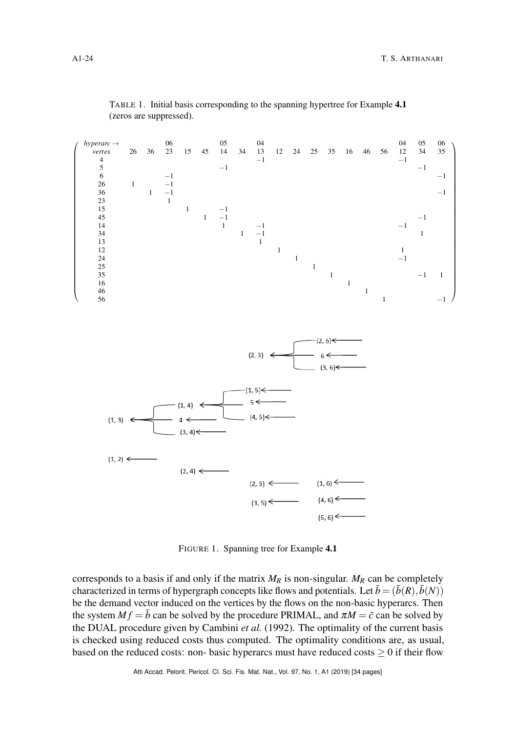TABLE 1. Initial basis corresponding to the spanning hypertree for Example **4.1** (zeros are suppressed).

| *hyperarc* → | | | 06 | | | 05 | | 04 | | | | | | | | 04 | 05 | 06 |
|---|---|---|---|---|---|---|---|---|---|---|---|---|---|---|---|---|---|---|
| *vertex* | 26 | 36 | 23 | 15 | 45 | 14 | 34 | 13 | 12 | 24 | 25 | 35 | 16 | 46 | 56 | 12 | 34 | 35 |
| 4 | | | | | | | | −1 | | | | | | | | −1 | | |
| 5 | | | | | | −1 | | | | | | | | | | | −1 | |
| 6 | | | −1 | | | | | | | | | | | | | | | −1 |
| 26 | 1 | | −1 | | | | | | | | | | | | | | | |
| 36 | | 1 | −1 | | | | | | | | | | | | | | | −1 |
| 23 | | | 1 | | | | | | | | | | | | | | | |
| 15 | | | | 1 | | −1 | | | | | | | | | | | | |
| 45 | | | | | 1 | −1 | | | | | | | | | | | −1 | |
| 14 | | | | | | 1 | | −1 | | | | | | | | −1 | | |
| 34 | | | | | | | 1 | −1 | | | | | | | | | 1 | |
| 13 | | | | | | | | 1 | | | | | | | | | | |
| 12 | | | | | | | | | 1 | | | | | | | 1 | | |
| 24 | | | | | | | | | | 1 | | | | | | −1 | | |
| 25 | | | | | | | | | | | 1 | | | | | | | |
| 35 | | | | | | | | | | | | 1 | | | | | −1 | 1 |
| 16 | | | | | | | | | | | | | 1 | | | | | |
| 46 | | | | | | | | | | | | | | 1 | | | | |
| 56 | | | | | | | | | | | | | | | 1 | | | −1 |

FIGURE 1. Spanning tree for Example **4.1**

corresponds to a basis if and only if the matrix $M_R$ is non-singular. $M_R$ can be completely characterized in terms of hypergraph concepts like flows and potentials. Let $\bar{b} = (\bar{b}(R), \bar{b}(N))$ be the demand vector induced on the vertices by the flows on the non-basic hyperarcs. Then the system $Mf = \bar{b}$ can be solved by the procedure PRIMAL, and $\pi M = \bar{c}$ can be solved by the DUAL procedure given by Cambini *et al.* (1992). The optimality of the current basis is checked using reduced costs thus computed. The optimality conditions are, as usual, based on the reduced costs: non- basic hyperarcs must have reduced costs $\geq 0$ if their flow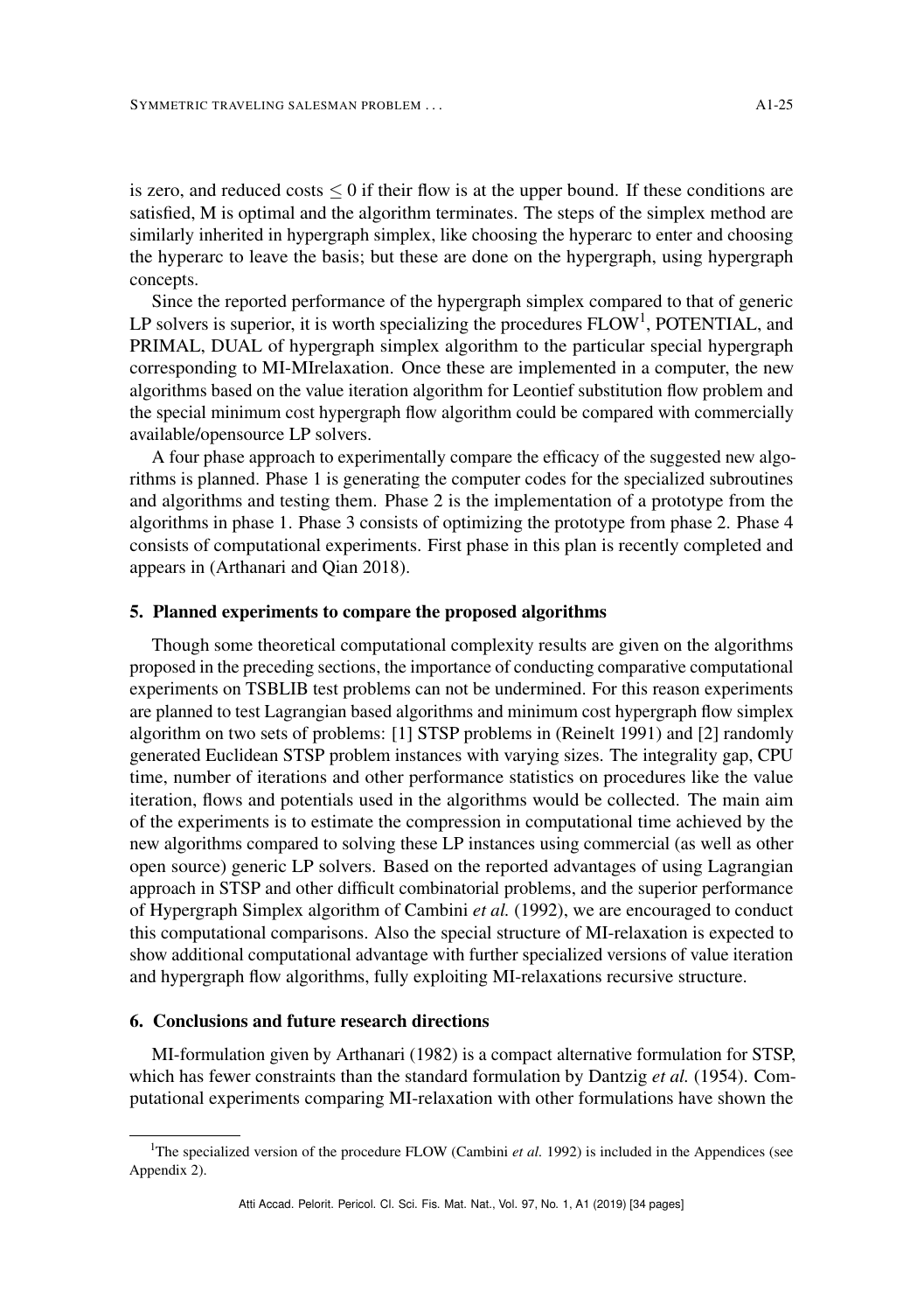is zero, and reduced costs $\leq 0$ if their flow is at the upper bound. If these conditions are satisfied, M is optimal and the algorithm terminates. The steps of the simplex method are similarly inherited in hypergraph simplex, like choosing the hyperarc to enter and choosing the hyperarc to leave the basis; but these are done on the hypergraph, using hypergraph concepts.

Since the reported performance of the hypergraph simplex compared to that of generic LP solvers is superior, it is worth specializing the procedures FLOW[1], POTENTIAL, and PRIMAL, DUAL of hypergraph simplex algorithm to the particular special hypergraph corresponding to MI-MIrelaxation. Once these are implemented in a computer, the new algorithms based on the value iteration algorithm for Leontief substitution flow problem and the special minimum cost hypergraph flow algorithm could be compared with commercially available/opensource LP solvers.

A four phase approach to experimentally compare the efficacy of the suggested new algorithms is planned. Phase 1 is generating the computer codes for the specialized subroutines and algorithms and testing them. Phase 2 is the implementation of a prototype from the algorithms in phase 1. Phase 3 consists of optimizing the prototype from phase 2. Phase 4 consists of computational experiments. First phase in this plan is recently completed and appears in (Arthanari and Qian 2018).

## 5. Planned experiments to compare the proposed algorithms

Though some theoretical computational complexity results are given on the algorithms proposed in the preceding sections, the importance of conducting comparative computational experiments on TSBLIB test problems can not be undermined. For this reason experiments are planned to test Lagrangian based algorithms and minimum cost hypergraph flow simplex algorithm on two sets of problems: [1] STSP problems in (Reinelt 1991) and [2] randomly generated Euclidean STSP problem instances with varying sizes. The integrality gap, CPU time, number of iterations and other performance statistics on procedures like the value iteration, flows and potentials used in the algorithms would be collected. The main aim of the experiments is to estimate the compression in computational time achieved by the new algorithms compared to solving these LP instances using commercial (as well as other open source) generic LP solvers. Based on the reported advantages of using Lagrangian approach in STSP and other difficult combinatorial problems, and the superior performance of Hypergraph Simplex algorithm of Cambini *et al.* (1992), we are encouraged to conduct this computational comparisons. Also the special structure of MI-relaxation is expected to show additional computational advantage with further specialized versions of value iteration and hypergraph flow algorithms, fully exploiting MI-relaxations recursive structure.

## 6. Conclusions and future research directions

MI-formulation given by Arthanari (1982) is a compact alternative formulation for STSP, which has fewer constraints than the standard formulation by Dantzig *et al.* (1954). Computational experiments comparing MI-relaxation with other formulations have shown the

---

[1] The specialized version of the procedure FLOW (Cambini *et al.* 1992) is included in the Appendices (see Appendix 2).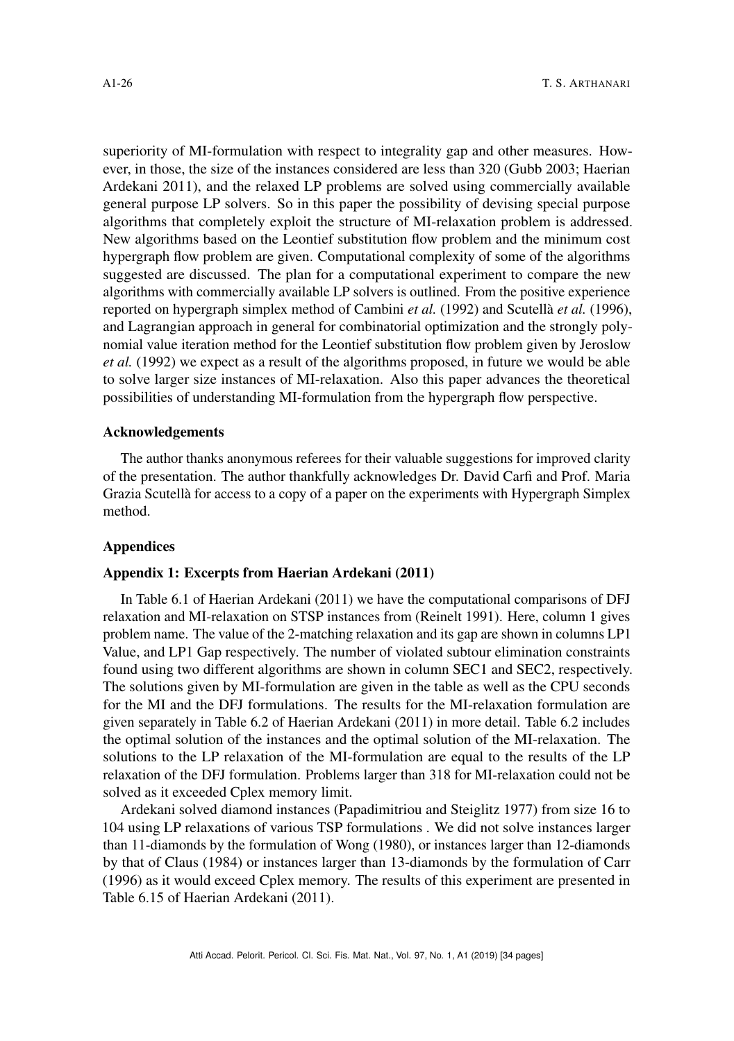superiority of MI-formulation with respect to integrality gap and other measures. However, in those, the size of the instances considered are less than 320 (Gubb 2003; Haerian Ardekani 2011), and the relaxed LP problems are solved using commercially available general purpose LP solvers. So in this paper the possibility of devising special purpose algorithms that completely exploit the structure of MI-relaxation problem is addressed. New algorithms based on the Leontief substitution flow problem and the minimum cost hypergraph flow problem are given. Computational complexity of some of the algorithms suggested are discussed. The plan for a computational experiment to compare the new algorithms with commercially available LP solvers is outlined. From the positive experience reported on hypergraph simplex method of Cambini *et al.* (1992) and Scutellà *et al.* (1996), and Lagrangian approach in general for combinatorial optimization and the strongly polynomial value iteration method for the Leontief substitution flow problem given by Jeroslow *et al.* (1992) we expect as a result of the algorithms proposed, in future we would be able to solve larger size instances of MI-relaxation. Also this paper advances the theoretical possibilities of understanding MI-formulation from the hypergraph flow perspective.

### Acknowledgements

The author thanks anonymous referees for their valuable suggestions for improved clarity of the presentation. The author thankfully acknowledges Dr. David Carfi and Prof. Maria Grazia Scutellà for access to a copy of a paper on the experiments with Hypergraph Simplex method.

### Appendices

### Appendix 1: Excerpts from Haerian Ardekani (2011)

In Table 6.1 of Haerian Ardekani (2011) we have the computational comparisons of DFJ relaxation and MI-relaxation on STSP instances from (Reinelt 1991). Here, column 1 gives problem name. The value of the 2-matching relaxation and its gap are shown in columns LP1 Value, and LP1 Gap respectively. The number of violated subtour elimination constraints found using two different algorithms are shown in column SEC1 and SEC2, respectively. The solutions given by MI-formulation are given in the table as well as the CPU seconds for the MI and the DFJ formulations. The results for the MI-relaxation formulation are given separately in Table 6.2 of Haerian Ardekani (2011) in more detail. Table 6.2 includes the optimal solution of the instances and the optimal solution of the MI-relaxation. The solutions to the LP relaxation of the MI-formulation are equal to the results of the LP relaxation of the DFJ formulation. Problems larger than 318 for MI-relaxation could not be solved as it exceeded Cplex memory limit.

Ardekani solved diamond instances (Papadimitriou and Steiglitz 1977) from size 16 to 104 using LP relaxations of various TSP formulations . We did not solve instances larger than 11-diamonds by the formulation of Wong (1980), or instances larger than 12-diamonds by that of Claus (1984) or instances larger than 13-diamonds by the formulation of Carr (1996) as it would exceed Cplex memory. The results of this experiment are presented in Table 6.15 of Haerian Ardekani (2011).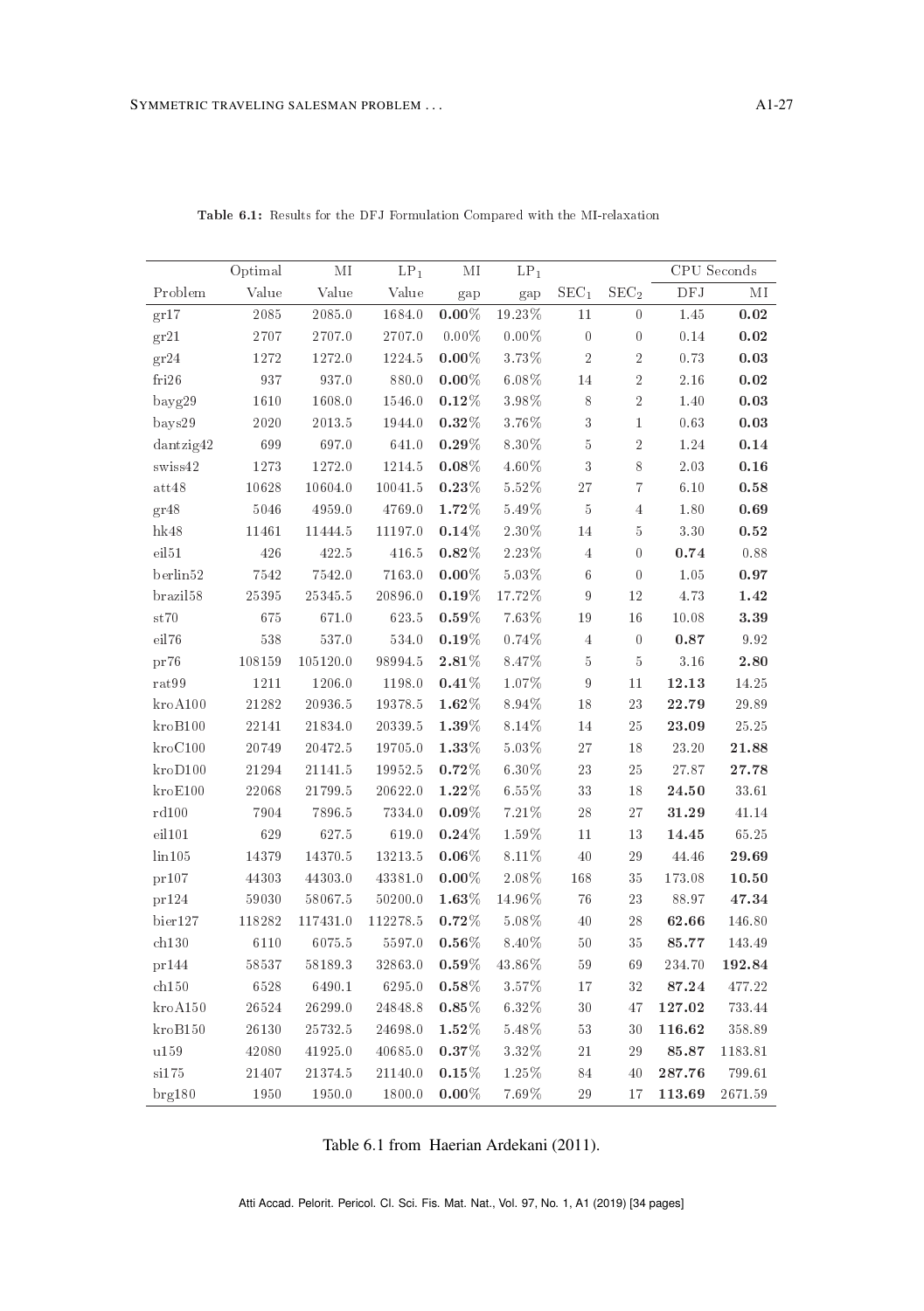**Table 6.1:** Results for the DFJ Formulation Compared with the MI-relaxation

| | Optimal | MI | $LP_1$ | MI | $LP_1$ | | | CPU Seconds | |
|---|---|---|---|---|---|---|---|---|---|
| Problem | Value | Value | Value | gap | gap | $SEC_1$ | $SEC_2$ | DFJ | MI |
| gr17 | 2085 | 2085.0 | 1684.0 | **0.00%** | 19.23% | 11 | 0 | 1.45 | **0.02** |
| gr21 | 2707 | 2707.0 | 2707.0 | 0.00% | 0.00% | 0 | 0 | 0.14 | **0.02** |
| gr24 | 1272 | 1272.0 | 1224.5 | **0.00%** | 3.73% | 2 | 2 | 0.73 | **0.03** |
| fri26 | 937 | 937.0 | 880.0 | **0.00%** | 6.08% | 14 | 2 | 2.16 | **0.02** |
| bayg29 | 1610 | 1608.0 | 1546.0 | **0.12%** | 3.98% | 8 | 2 | 1.40 | **0.03** |
| bays29 | 2020 | 2013.5 | 1944.0 | **0.32%** | 3.76% | 3 | 1 | 0.63 | **0.03** |
| dantzig42 | 699 | 697.0 | 641.0 | **0.29%** | 8.30% | 5 | 2 | 1.24 | **0.14** |
| swiss42 | 1273 | 1272.0 | 1214.5 | **0.08%** | 4.60% | 3 | 8 | 2.03 | **0.16** |
| att48 | 10628 | 10604.0 | 10041.5 | **0.23%** | 5.52% | 27 | 7 | 6.10 | **0.58** |
| gr48 | 5046 | 4959.0 | 4769.0 | **1.72%** | 5.49% | 5 | 4 | 1.80 | **0.69** |
| hk48 | 11461 | 11444.5 | 11197.0 | **0.14%** | 2.30% | 14 | 5 | 3.30 | **0.52** |
| eil51 | 426 | 422.5 | 416.5 | **0.82%** | 2.23% | 4 | 0 | **0.74** | 0.88 |
| berlin52 | 7542 | 7542.0 | 7163.0 | **0.00%** | 5.03% | 6 | 0 | 1.05 | **0.97** |
| brazil58 | 25395 | 25345.5 | 20896.0 | **0.19%** | 17.72% | 9 | 12 | 4.73 | **1.42** |
| st70 | 675 | 671.0 | 623.5 | **0.59%** | 7.63% | 19 | 16 | 10.08 | **3.39** |
| eil76 | 538 | 537.0 | 534.0 | **0.19%** | 0.74% | 4 | 0 | **0.87** | 9.92 |
| pr76 | 108159 | 105120.0 | 98994.5 | **2.81%** | 8.47% | 5 | 5 | 3.16 | **2.80** |
| rat99 | 1211 | 1206.0 | 1198.0 | **0.41%** | 1.07% | 9 | 11 | **12.13** | 14.25 |
| kroA100 | 21282 | 20936.5 | 19378.5 | **1.62%** | 8.94% | 18 | 23 | **22.79** | 29.89 |
| kroB100 | 22141 | 21834.0 | 20339.5 | **1.39%** | 8.14% | 14 | 25 | **23.09** | 25.25 |
| kroC100 | 20749 | 20472.5 | 19705.0 | **1.33%** | 5.03% | 27 | 18 | 23.20 | **21.88** |
| kroD100 | 21294 | 21141.5 | 19952.5 | **0.72%** | 6.30% | 23 | 25 | 27.87 | **27.78** |
| kroE100 | 22068 | 21799.5 | 20622.0 | **1.22%** | 6.55% | 33 | 18 | **24.50** | 33.61 |
| rd100 | 7904 | 7896.5 | 7334.0 | **0.09%** | 7.21% | 28 | 27 | **31.29** | 41.14 |
| eil101 | 629 | 627.5 | 619.0 | **0.24%** | 1.59% | 11 | 13 | **14.45** | 65.25 |
| lin105 | 14379 | 14370.5 | 13213.5 | **0.06%** | 8.11% | 40 | 29 | 44.46 | **29.69** |
| pr107 | 44303 | 44303.0 | 43381.0 | **0.00%** | 2.08% | 168 | 35 | 173.08 | **10.50** |
| pr124 | 59030 | 58067.5 | 50200.0 | **1.63%** | 14.96% | 76 | 23 | 88.97 | **47.34** |
| bier127 | 118282 | 117431.0 | 112278.5 | **0.72%** | 5.08% | 40 | 28 | **62.66** | 146.80 |
| ch130 | 6110 | 6075.5 | 5597.0 | **0.56%** | 8.40% | 50 | 35 | **85.77** | 143.49 |
| pr144 | 58537 | 58189.3 | 32863.0 | **0.59%** | 43.86% | 59 | 69 | 234.70 | **192.84** |
| ch150 | 6528 | 6490.1 | 6295.0 | **0.58%** | 3.57% | 17 | 32 | **87.24** | 477.22 |
| kroA150 | 26524 | 26299.0 | 24848.8 | **0.85%** | 6.32% | 30 | 47 | **127.02** | 733.44 |
| kroB150 | 26130 | 25732.5 | 24698.0 | **1.52%** | 5.48% | 53 | 30 | **116.62** | 358.89 |
| u159 | 42080 | 41925.0 | 40685.0 | **0.37%** | 3.32% | 21 | 29 | **85.87** | 1183.81 |
| si175 | 21407 | 21374.5 | 21140.0 | **0.15%** | 1.25% | 84 | 40 | **287.76** | 799.61 |
| brg180 | 1950 | 1950.0 | 1800.0 | **0.00%** | 7.69% | 29 | 17 | **113.69** | 2671.59 |

Table 6.1 from Haerian Ardekani (2011).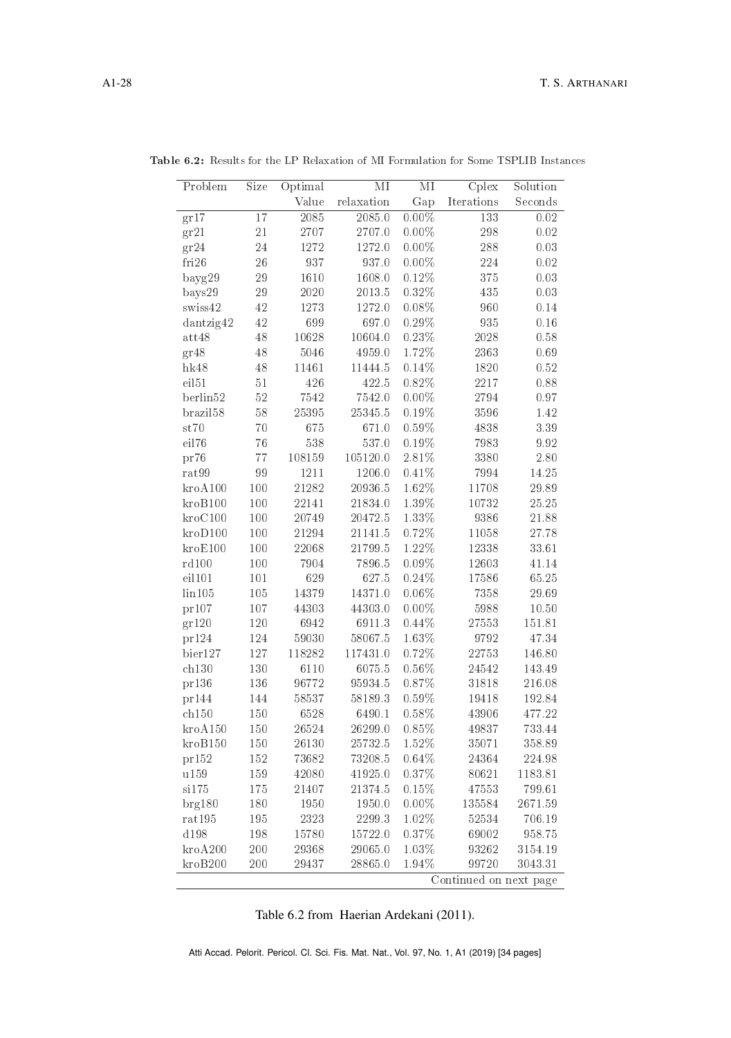**Table 6.2:** Results for the LP Relaxation of MI Formulation for Some TSPLIB Instances

| Problem | Size | Optimal Value | MI relaxation | MI Gap | Cplex Iterations | Solution Seconds |
|---|---|---|---|---|---|---|
| gr17 | 17 | 2085 | 2085.0 | 0.00% | 133 | 0.02 |
| gr21 | 21 | 2707 | 2707.0 | 0.00% | 298 | 0.02 |
| gr24 | 24 | 1272 | 1272.0 | 0.00% | 288 | 0.03 |
| fri26 | 26 | 937 | 937.0 | 0.00% | 224 | 0.02 |
| bayg29 | 29 | 1610 | 1608.0 | 0.12% | 375 | 0.03 |
| bays29 | 29 | 2020 | 2013.5 | 0.32% | 435 | 0.03 |
| swiss42 | 42 | 1273 | 1272.0 | 0.08% | 960 | 0.14 |
| dantzig42 | 42 | 699 | 697.0 | 0.29% | 935 | 0.16 |
| att48 | 48 | 10628 | 10604.0 | 0.23% | 2028 | 0.58 |
| gr48 | 48 | 5046 | 4959.0 | 1.72% | 2363 | 0.69 |
| hk48 | 48 | 11461 | 11444.5 | 0.14% | 1820 | 0.52 |
| eil51 | 51 | 426 | 422.5 | 0.82% | 2217 | 0.88 |
| berlin52 | 52 | 7542 | 7542.0 | 0.00% | 2794 | 0.97 |
| brazil58 | 58 | 25395 | 25345.5 | 0.19% | 3596 | 1.42 |
| st70 | 70 | 675 | 671.0 | 0.59% | 4838 | 3.39 |
| eil76 | 76 | 538 | 537.0 | 0.19% | 7983 | 9.92 |
| pr76 | 77 | 108159 | 105120.0 | 2.81% | 3380 | 2.80 |
| rat99 | 99 | 1211 | 1206.0 | 0.41% | 7994 | 14.25 |
| kroA100 | 100 | 21282 | 20936.5 | 1.62% | 11708 | 29.89 |
| kroB100 | 100 | 22141 | 21834.0 | 1.39% | 10732 | 25.25 |
| kroC100 | 100 | 20749 | 20472.5 | 1.33% | 9386 | 21.88 |
| kroD100 | 100 | 21294 | 21141.5 | 0.72% | 11058 | 27.78 |
| kroE100 | 100 | 22068 | 21799.5 | 1.22% | 12338 | 33.61 |
| rd100 | 100 | 7904 | 7896.5 | 0.09% | 12603 | 41.14 |
| eil101 | 101 | 629 | 627.5 | 0.24% | 17586 | 65.25 |
| lin105 | 105 | 14379 | 14371.0 | 0.06% | 7358 | 29.69 |
| pr107 | 107 | 44303 | 44303.0 | 0.00% | 5988 | 10.50 |
| gr120 | 120 | 6942 | 6911.3 | 0.44% | 27553 | 151.81 |
| pr124 | 124 | 59030 | 58067.5 | 1.63% | 9792 | 47.34 |
| bier127 | 127 | 118282 | 117431.0 | 0.72% | 22753 | 146.80 |
| ch130 | 130 | 6110 | 6075.5 | 0.56% | 24542 | 143.49 |
| pr136 | 136 | 96772 | 95934.5 | 0.87% | 31818 | 216.08 |
| pr144 | 144 | 58537 | 58189.3 | 0.59% | 19418 | 192.84 |
| ch150 | 150 | 6528 | 6490.1 | 0.58% | 43906 | 477.22 |
| kroA150 | 150 | 26524 | 26299.0 | 0.85% | 49837 | 733.44 |
| kroB150 | 150 | 26130 | 25732.5 | 1.52% | 35071 | 358.89 |
| pr152 | 152 | 73682 | 73208.5 | 0.64% | 24364 | 224.98 |
| u159 | 159 | 42080 | 41925.0 | 0.37% | 80621 | 1183.81 |
| si175 | 175 | 21407 | 21374.5 | 0.15% | 47553 | 799.61 |
| brg180 | 180 | 1950 | 1950.0 | 0.00% | 135584 | 2671.59 |
| rat195 | 195 | 2323 | 2299.3 | 1.02% | 52534 | 706.19 |
| d198 | 198 | 15780 | 15722.0 | 0.37% | 69002 | 958.75 |
| kroA200 | 200 | 29368 | 29065.0 | 1.03% | 93262 | 3154.19 |
| kroB200 | 200 | 29437 | 28865.0 | 1.94% | 99720 | 3043.31 |

Continued on next page

Table 6.2 from Haerian Ardekani (2011).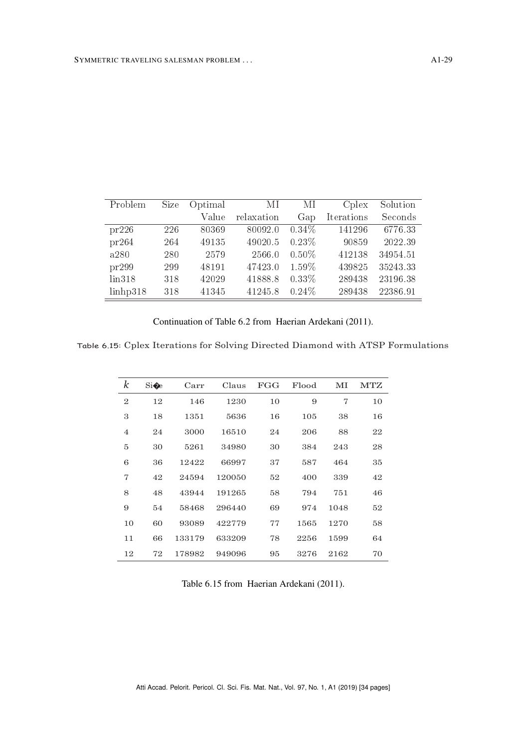| Problem | Size | Optimal Value | MI relaxation | MI Gap | Cplex Iterations | Solution Seconds |
|---|---|---|---|---|---|---|
| pr226 | 226 | 80369 | 80092.0 | 0.34% | 141296 | 6776.33 |
| pr264 | 264 | 49135 | 49020.5 | 0.23% | 90859 | 2022.39 |
| a280 | 280 | 2579 | 2566.0 | 0.50% | 412138 | 34954.51 |
| pr299 | 299 | 48191 | 47423.0 | 1.59% | 439825 | 35243.33 |
| lin318 | 318 | 42029 | 41888.8 | 0.33% | 289438 | 23196.38 |
| linhp318 | 318 | 41345 | 41245.8 | 0.24% | 289438 | 22386.91 |

Continuation of Table 6.2 from Haerian Ardekani (2011).

Table 6.15: Cplex Iterations for Solving Directed Diamond with ATSP Formulations

| $k$ | Si�e | Carr | Claus | FGG | Flood | MI | MTZ |
|---|---|---|---|---|---|---|---|
| 2 | 12 | 146 | 1230 | 10 | 9 | 7 | 10 |
| 3 | 18 | 1351 | 5636 | 16 | 105 | 38 | 16 |
| 4 | 24 | 3000 | 16510 | 24 | 206 | 88 | 22 |
| 5 | 30 | 5261 | 34980 | 30 | 384 | 243 | 28 |
| 6 | 36 | 12422 | 66997 | 37 | 587 | 464 | 35 |
| 7 | 42 | 24594 | 120050 | 52 | 400 | 339 | 42 |
| 8 | 48 | 43944 | 191265 | 58 | 794 | 751 | 46 |
| 9 | 54 | 58468 | 296440 | 69 | 974 | 1048 | 52 |
| 10 | 60 | 93089 | 422779 | 77 | 1565 | 1270 | 58 |
| 11 | 66 | 133179 | 633209 | 78 | 2256 | 1599 | 64 |
| 12 | 72 | 178982 | 949096 | 95 | 3276 | 2162 | 70 |

Table 6.15 from Haerian Ardekani (2011).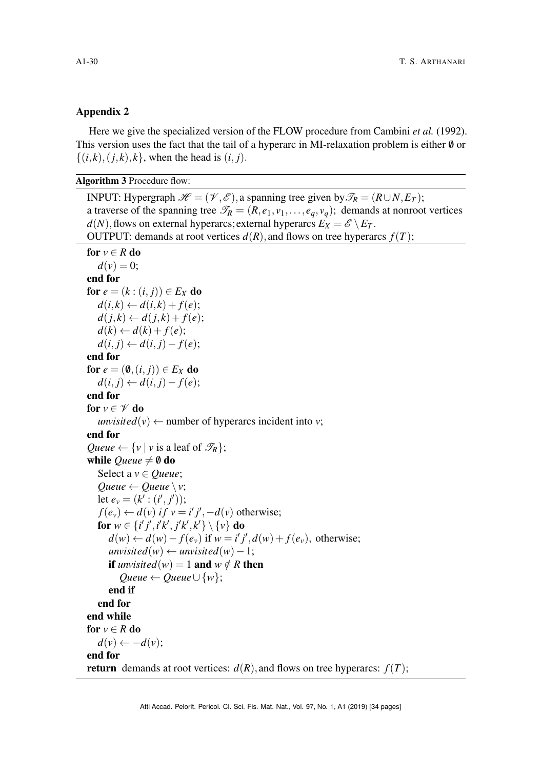## Appendix 2

Here we give the specialized version of the FLOW procedure from Cambini *et al.* (1992). This version uses the fact that the tail of a hyperarc in MI-relaxation problem is either $\emptyset$ or $\{(i,k),(j,k),k\}$, when the head is $(i,j)$.

**Algorithm 3** Procedure flow:

INPUT: Hypergraph $\mathscr{H} = (\mathscr{V}, \mathscr{E})$, a spanning tree given by $\mathscr{T}_R = (R \cup N, E_T)$; a traverse of the spanning tree $\mathscr{T}_R = (R, e_1, v_1, \ldots, e_q, v_q)$; demands at nonroot vertices $d(N)$, flows on external hyperarcs; external hyperarcs $E_X = \mathscr{E} \setminus E_T$.
OUTPUT: demands at root vertices $d(R)$, and flows on tree hyperarcs $f(T)$;

```
for v ∈ R do
    d(v) = 0;
end for
for e = (k : (i, j)) ∈ E_X do
    d(i,k) ← d(i,k) + f(e);
    d(j,k) ← d(j,k) + f(e);
    d(k) ← d(k) + f(e);
    d(i,j) ← d(i,j) − f(e);
end for
for e = (∅, (i, j)) ∈ E_X do
    d(i,j) ← d(i,j) − f(e);
end for
for v ∈ V do
    unvisited(v) ← number of hyperarcs incident into v;
end for
Queue ← {v | v is a leaf of T_R};
while Queue ≠ ∅ do
    Select a v ∈ Queue;
    Queue ← Queue \ v;
    let e_v = (k' : (i', j'));
    f(e_v) ← d(v) if v = i'j', −d(v) otherwise;
    for w ∈ {i'j', i'k', j'k', k'} \ {v} do
        d(w) ← d(w) − f(e_v) if w = i'j', d(w) + f(e_v), otherwise;
        unvisited(w) ← unvisited(w) − 1;
        if unvisited(w) = 1 and w ∉ R then
            Queue ← Queue ∪ {w};
        end if
    end for
end while
for v ∈ R do
    d(v) ← −d(v);
end for
return demands at root vertices: d(R), and flows on tree hyperarcs: f(T);
```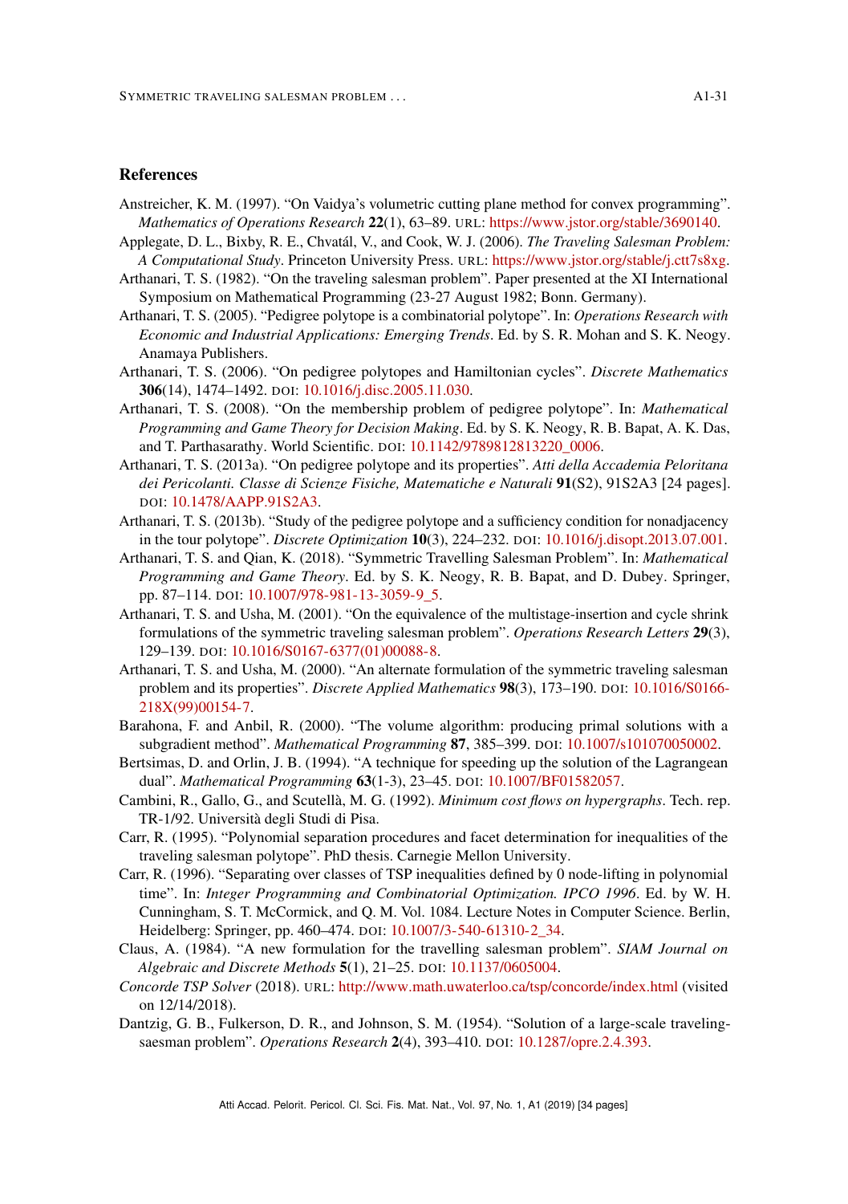## References

Anstreicher, K. M. (1997). "On Vaidya's volumetric cutting plane method for convex programming". *Mathematics of Operations Research* **22**(1), 63–89. URL: https://www.jstor.org/stable/3690140.

Applegate, D. L., Bixby, R. E., Chvatál, V., and Cook, W. J. (2006). *The Traveling Salesman Problem: A Computational Study*. Princeton University Press. URL: https://www.jstor.org/stable/j.ctt7s8xg.

Arthanari, T. S. (1982). "On the traveling salesman problem". Paper presented at the XI International Symposium on Mathematical Programming (23-27 August 1982; Bonn. Germany).

Arthanari, T. S. (2005). "Pedigree polytope is a combinatorial polytope". In: *Operations Research with Economic and Industrial Applications: Emerging Trends*. Ed. by S. R. Mohan and S. K. Neogy. Anamaya Publishers.

Arthanari, T. S. (2006). "On pedigree polytopes and Hamiltonian cycles". *Discrete Mathematics* **306**(14), 1474–1492. DOI: 10.1016/j.disc.2005.11.030.

Arthanari, T. S. (2008). "On the membership problem of pedigree polytope". In: *Mathematical Programming and Game Theory for Decision Making*. Ed. by S. K. Neogy, R. B. Bapat, A. K. Das, and T. Parthasarathy. World Scientific. DOI: 10.1142/9789812813220_0006.

Arthanari, T. S. (2013a). "On pedigree polytope and its properties". *Atti della Accademia Peloritana dei Pericolanti. Classe di Scienze Fisiche, Matematiche e Naturali* **91**(S2), 91S2A3 [24 pages]. DOI: 10.1478/AAPP.91S2A3.

Arthanari, T. S. (2013b). "Study of the pedigree polytope and a sufficiency condition for nonadjacency in the tour polytope". *Discrete Optimization* **10**(3), 224–232. DOI: 10.1016/j.disopt.2013.07.001.

Arthanari, T. S. and Qian, K. (2018). "Symmetric Travelling Salesman Problem". In: *Mathematical Programming and Game Theory*. Ed. by S. K. Neogy, R. B. Bapat, and D. Dubey. Springer, pp. 87–114. DOI: 10.1007/978-981-13-3059-9_5.

Arthanari, T. S. and Usha, M. (2001). "On the equivalence of the multistage-insertion and cycle shrink formulations of the symmetric traveling salesman problem". *Operations Research Letters* **29**(3), 129–139. DOI: 10.1016/S0167-6377(01)00088-8.

Arthanari, T. S. and Usha, M. (2000). "An alternate formulation of the symmetric traveling salesman problem and its properties". *Discrete Applied Mathematics* **98**(3), 173–190. DOI: 10.1016/S0166-218X(99)00154-7.

Barahona, F. and Anbil, R. (2000). "The volume algorithm: producing primal solutions with a subgradient method". *Mathematical Programming* **87**, 385–399. DOI: 10.1007/s101070050002.

Bertsimas, D. and Orlin, J. B. (1994). "A technique for speeding up the solution of the Lagrangean dual". *Mathematical Programming* **63**(1-3), 23–45. DOI: 10.1007/BF01582057.

Cambini, R., Gallo, G., and Scutellà, M. G. (1992). *Minimum cost flows on hypergraphs*. Tech. rep. TR-1/92. Università degli Studi di Pisa.

Carr, R. (1995). "Polynomial separation procedures and facet determination for inequalities of the traveling salesman polytope". PhD thesis. Carnegie Mellon University.

Carr, R. (1996). "Separating over classes of TSP inequalities defined by 0 node-lifting in polynomial time". In: *Integer Programming and Combinatorial Optimization. IPCO 1996*. Ed. by W. H. Cunningham, S. T. McCormick, and Q. M. Vol. 1084. Lecture Notes in Computer Science. Berlin, Heidelberg: Springer, pp. 460–474. DOI: 10.1007/3-540-61310-2_34.

Claus, A. (1984). "A new formulation for the travelling salesman problem". *SIAM Journal on Algebraic and Discrete Methods* **5**(1), 21–25. DOI: 10.1137/0605004.

*Concorde TSP Solver* (2018). URL: http://www.math.uwaterloo.ca/tsp/concorde/index.html (visited on 12/14/2018).

Dantzig, G. B., Fulkerson, D. R., and Johnson, S. M. (1954). "Solution of a large-scale traveling-saesman problem". *Operations Research* **2**(4), 393–410. DOI: 10.1287/opre.2.4.393.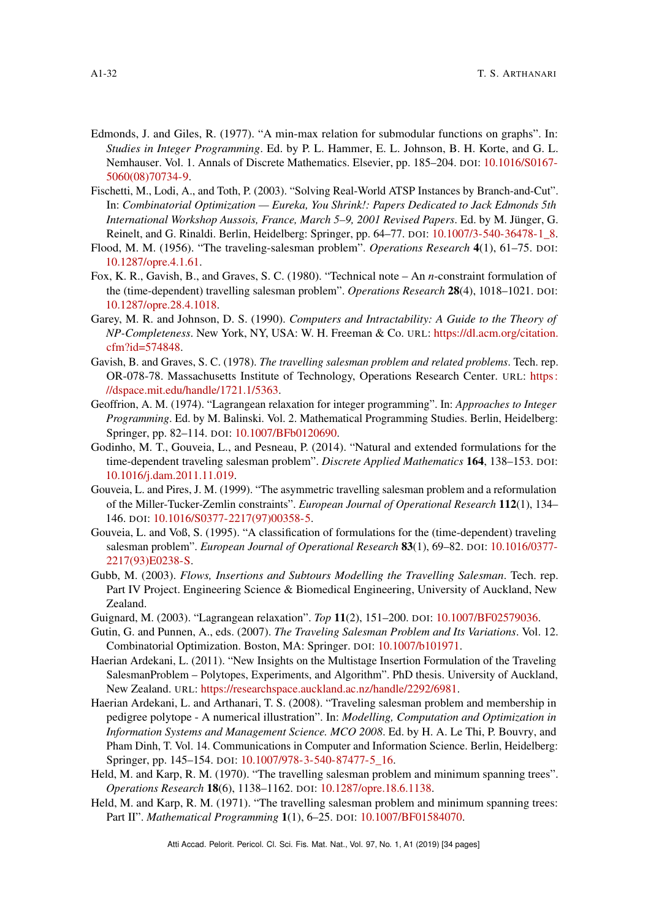Edmonds, J. and Giles, R. (1977). "A min-max relation for submodular functions on graphs". In: *Studies in Integer Programming*. Ed. by P. L. Hammer, E. L. Johnson, B. H. Korte, and G. L. Nemhauser. Vol. 1. Annals of Discrete Mathematics. Elsevier, pp. 185–204. DOI: 10.1016/S0167-5060(08)70734-9.

Fischetti, M., Lodi, A., and Toth, P. (2003). "Solving Real-World ATSP Instances by Branch-and-Cut". In: *Combinatorial Optimization — Eureka, You Shrink!: Papers Dedicated to Jack Edmonds 5th International Workshop Aussois, France, March 5–9, 2001 Revised Papers*. Ed. by M. Jünger, G. Reinelt, and G. Rinaldi. Berlin, Heidelberg: Springer, pp. 64–77. DOI: 10.1007/3-540-36478-1_8.

Flood, M. M. (1956). "The traveling-salesman problem". *Operations Research* **4**(1), 61–75. DOI: 10.1287/opre.4.1.61.

Fox, K. R., Gavish, B., and Graves, S. C. (1980). "Technical note – An $n$-constraint formulation of the (time-dependent) travelling salesman problem". *Operations Research* **28**(4), 1018–1021. DOI: 10.1287/opre.28.4.1018.

Garey, M. R. and Johnson, D. S. (1990). *Computers and Intractability: A Guide to the Theory of NP-Completeness*. New York, NY, USA: W. H. Freeman & Co. URL: https://dl.acm.org/citation.cfm?id=574848.

Gavish, B. and Graves, S. C. (1978). *The travelling salesman problem and related problems*. Tech. rep. OR-078-78. Massachusetts Institute of Technology, Operations Research Center. URL: https://dspace.mit.edu/handle/1721.1/5363.

Geoffrion, A. M. (1974). "Lagrangean relaxation for integer programming". In: *Approaches to Integer Programming*. Ed. by M. Balinski. Vol. 2. Mathematical Programming Studies. Berlin, Heidelberg: Springer, pp. 82–114. DOI: 10.1007/BFb0120690.

Godinho, M. T., Gouveia, L., and Pesneau, P. (2014). "Natural and extended formulations for the time-dependent traveling salesman problem". *Discrete Applied Mathematics* **164**, 138–153. DOI: 10.1016/j.dam.2011.11.019.

Gouveia, L. and Pires, J. M. (1999). "The asymmetric travelling salesman problem and a reformulation of the Miller-Tucker-Zemlin constraints". *European Journal of Operational Research* **112**(1), 134–146. DOI: 10.1016/S0377-2217(97)00358-5.

Gouveia, L. and Voß, S. (1995). "A classification of formulations for the (time-dependent) traveling salesman problem". *European Journal of Operational Research* **83**(1), 69–82. DOI: 10.1016/0377-2217(93)E0238-S.

Gubb, M. (2003). *Flows, Insertions and Subtours Modelling the Travelling Salesman*. Tech. rep. Part IV Project. Engineering Science & Biomedical Engineering, University of Auckland, New Zealand.

Guignard, M. (2003). "Lagrangean relaxation". *Top* **11**(2), 151–200. DOI: 10.1007/BF02579036.

Gutin, G. and Punnen, A., eds. (2007). *The Traveling Salesman Problem and Its Variations*. Vol. 12. Combinatorial Optimization. Boston, MA: Springer. DOI: 10.1007/b101971.

Haerian Ardekani, L. (2011). "New Insights on the Multistage Insertion Formulation of the Traveling SalesmanProblem – Polytopes, Experiments, and Algorithm". PhD thesis. University of Auckland, New Zealand. URL: https://researchspace.auckland.ac.nz/handle/2292/6981.

Haerian Ardekani, L. and Arthanari, T. S. (2008). "Traveling salesman problem and membership in pedigree polytope - A numerical illustration". In: *Modelling, Computation and Optimization in Information Systems and Management Science. MCO 2008*. Ed. by H. A. Le Thi, P. Bouvry, and Pham Dinh, T. Vol. 14. Communications in Computer and Information Science. Berlin, Heidelberg: Springer, pp. 145–154. DOI: 10.1007/978-3-540-87477-5_16.

Held, M. and Karp, R. M. (1970). "The travelling salesman problem and minimum spanning trees". *Operations Research* **18**(6), 1138–1162. DOI: 10.1287/opre.18.6.1138.

Held, M. and Karp, R. M. (1971). "The travelling salesman problem and minimum spanning trees: Part II". *Mathematical Programming* **1**(1), 6–25. DOI: 10.1007/BF01584070.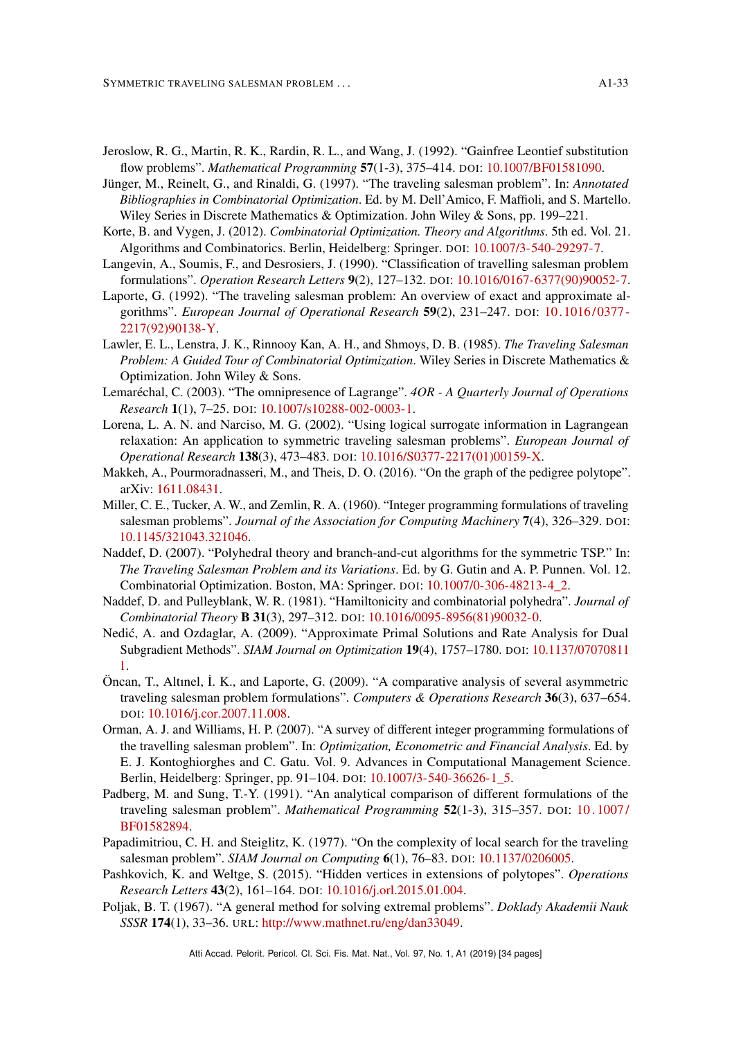Jeroslow, R. G., Martin, R. K., Rardin, R. L., and Wang, J. (1992). "Gainfree Leontief substitution flow problems". *Mathematical Programming* **57**(1-3), 375–414. DOI: 10.1007/BF01581090.

Jünger, M., Reinelt, G., and Rinaldi, G. (1997). "The traveling salesman problem". In: *Annotated Bibliographies in Combinatorial Optimization*. Ed. by M. Dell'Amico, F. Maffioli, and S. Martello. Wiley Series in Discrete Mathematics & Optimization. John Wiley & Sons, pp. 199–221.

Korte, B. and Vygen, J. (2012). *Combinatorial Optimization. Theory and Algorithms*. 5th ed. Vol. 21. Algorithms and Combinatorics. Berlin, Heidelberg: Springer. DOI: 10.1007/3-540-29297-7.

Langevin, A., Soumis, F., and Desrosiers, J. (1990). "Classification of travelling salesman problem formulations". *Operation Research Letters* **9**(2), 127–132. DOI: 10.1016/0167-6377(90)90052-7.

Laporte, G. (1992). "The traveling salesman problem: An overview of exact and approximate algorithms". *European Journal of Operational Research* **59**(2), 231–247. DOI: 10.1016/0377-2217(92)90138-Y.

Lawler, E. L., Lenstra, J. K., Rinnooy Kan, A. H., and Shmoys, D. B. (1985). *The Traveling Salesman Problem: A Guided Tour of Combinatorial Optimization*. Wiley Series in Discrete Mathematics & Optimization. John Wiley & Sons.

Lemaréchal, C. (2003). "The omnipresence of Lagrange". *4OR - A Quarterly Journal of Operations Research* **1**(1), 7–25. DOI: 10.1007/s10288-002-0003-1.

Lorena, L. A. N. and Narciso, M. G. (2002). "Using logical surrogate information in Lagrangean relaxation: An application to symmetric traveling salesman problems". *European Journal of Operational Research* **138**(3), 473–483. DOI: 10.1016/S0377-2217(01)00159-X.

Makkeh, A., Pourmoradnasseri, M., and Theis, D. O. (2016). "On the graph of the pedigree polytope". arXiv: 1611.08431.

Miller, C. E., Tucker, A. W., and Zemlin, R. A. (1960). "Integer programming formulations of traveling salesman problems". *Journal of the Association for Computing Machinery* **7**(4), 326–329. DOI: 10.1145/321043.321046.

Naddef, D. (2007). "Polyhedral theory and branch-and-cut algorithms for the symmetric TSP." In: *The Traveling Salesman Problem and its Variations*. Ed. by G. Gutin and A. P. Punnen. Vol. 12. Combinatorial Optimization. Boston, MA: Springer. DOI: 10.1007/0-306-48213-4_2.

Naddef, D. and Pulleyblank, W. R. (1981). "Hamiltonicity and combinatorial polyhedra". *Journal of Combinatorial Theory* **B 31**(3), 297–312. DOI: 10.1016/0095-8956(81)90032-0.

Nedić, A. and Ozdaglar, A. (2009). "Approximate Primal Solutions and Rate Analysis for Dual Subgradient Methods". *SIAM Journal on Optimization* **19**(4), 1757–1780. DOI: 10.1137/070708111.

Öncan, T., Altınel, İ. K., and Laporte, G. (2009). "A comparative analysis of several asymmetric traveling salesman problem formulations". *Computers & Operations Research* **36**(3), 637–654. DOI: 10.1016/j.cor.2007.11.008.

Orman, A. J. and Williams, H. P. (2007). "A survey of different integer programming formulations of the travelling salesman problem". In: *Optimization, Econometric and Financial Analysis*. Ed. by E. J. Kontoghiorghes and C. Gatu. Vol. 9. Advances in Computational Management Science. Berlin, Heidelberg: Springer, pp. 91–104. DOI: 10.1007/3-540-36626-1_5.

Padberg, M. and Sung, T.-Y. (1991). "An analytical comparison of different formulations of the traveling salesman problem". *Mathematical Programming* **52**(1-3), 315–357. DOI: 10.1007/BF01582894.

Papadimitriou, C. H. and Steiglitz, K. (1977). "On the complexity of local search for the traveling salesman problem". *SIAM Journal on Computing* **6**(1), 76–83. DOI: 10.1137/0206005.

Pashkovich, K. and Weltge, S. (2015). "Hidden vertices in extensions of polytopes". *Operations Research Letters* **43**(2), 161–164. DOI: 10.1016/j.orl.2015.01.004.

Poljak, B. T. (1967). "A general method for solving extremal problems". *Doklady Akademii Nauk SSSR* **174**(1), 33–36. URL: http://www.mathnet.ru/eng/dan33049.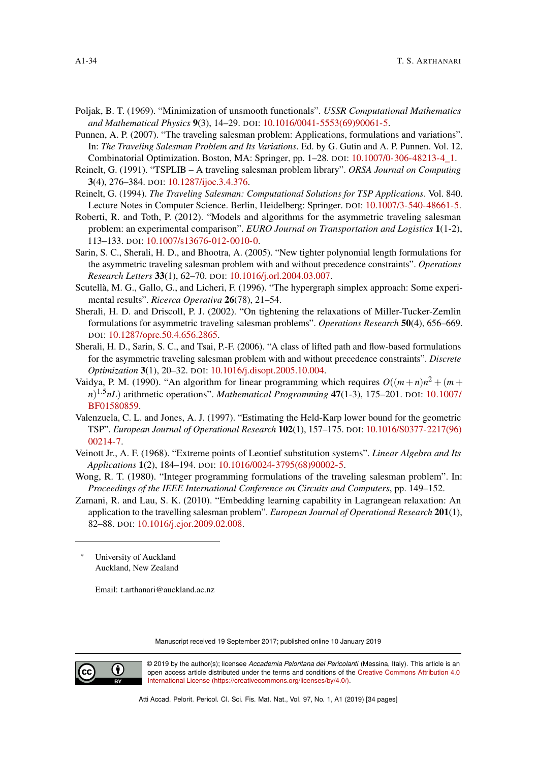Poljak, B. T. (1969). "Minimization of unsmooth functionals". *USSR Computational Mathematics and Mathematical Physics* **9**(3), 14–29. DOI: 10.1016/0041-5553(69)90061-5.

Punnen, A. P. (2007). "The traveling salesman problem: Applications, formulations and variations". In: *The Traveling Salesman Problem and Its Variations*. Ed. by G. Gutin and A. P. Punnen. Vol. 12. Combinatorial Optimization. Boston, MA: Springer, pp. 1–28. DOI: 10.1007/0-306-48213-4_1.

Reinelt, G. (1991). "TSPLIB – A traveling salesman problem library". *ORSA Journal on Computing* **3**(4), 276–384. DOI: 10.1287/ijoc.3.4.376.

Reinelt, G. (1994). *The Traveling Salesman: Computational Solutions for TSP Applications*. Vol. 840. Lecture Notes in Computer Science. Berlin, Heidelberg: Springer. DOI: 10.1007/3-540-48661-5.

Roberti, R. and Toth, P. (2012). "Models and algorithms for the asymmetric traveling salesman problem: an experimental comparison". *EURO Journal on Transportation and Logistics* **1**(1-2), 113–133. DOI: 10.1007/s13676-012-0010-0.

Sarin, S. C., Sherali, H. D., and Bhootra, A. (2005). "New tighter polynomial length formulations for the asymmetric traveling salesman problem with and without precedence constraints". *Operations Research Letters* **33**(1), 62–70. DOI: 10.1016/j.orl.2004.03.007.

Scutellà, M. G., Gallo, G., and Licheri, F. (1996). "The hypergraph simplex approach: Some experimental results". *Ricerca Operativa* **26**(78), 21–54.

Sherali, H. D. and Driscoll, P. J. (2002). "On tightening the relaxations of Miller-Tucker-Zemlin formulations for asymmetric traveling salesman problems". *Operations Research* **50**(4), 656–669. DOI: 10.1287/opre.50.4.656.2865.

Sherali, H. D., Sarin, S. C., and Tsai, P.-F. (2006). "A class of lifted path and flow-based formulations for the asymmetric traveling salesman problem with and without precedence constraints". *Discrete Optimization* **3**(1), 20–32. DOI: 10.1016/j.disopt.2005.10.004.

Vaidya, P. M. (1990). "An algorithm for linear programming which requires $O((m+n)n^2 + (m+n)^{1.5}nL)$ arithmetic operations". *Mathematical Programming* **47**(1-3), 175–201. DOI: 10.1007/BF01580859.

Valenzuela, C. L. and Jones, A. J. (1997). "Estimating the Held-Karp lower bound for the geometric TSP". *European Journal of Operational Research* **102**(1), 157–175. DOI: 10.1016/S0377-2217(96)00214-7.

Veinott Jr., A. F. (1968). "Extreme points of Leontief substitution systems". *Linear Algebra and Its Applications* **1**(2), 184–194. DOI: 10.1016/0024-3795(68)90002-5.

Wong, R. T. (1980). "Integer programming formulations of the traveling salesman problem". In: *Proceedings of the IEEE International Conference on Circuits and Computers*, pp. 149–152.

Zamani, R. and Lau, S. K. (2010). "Embedding learning capability in Lagrangean relaxation: An application to the travelling salesman problem". *European Journal of Operational Research* **201**(1), 82–88. DOI: 10.1016/j.ejor.2009.02.008.

---

[*] University of Auckland
Auckland, New Zealand

Email: t.arthanari@auckland.ac.nz

Manuscript received 19 September 2017; published online 10 January 2019

© 2019 by the author(s); licensee *Accademia Peloritana dei Pericolanti* (Messina, Italy). This article is an open access article distributed under the terms and conditions of the Creative Commons Attribution 4.0 International License (https://creativecommons.org/licenses/by/4.0/).